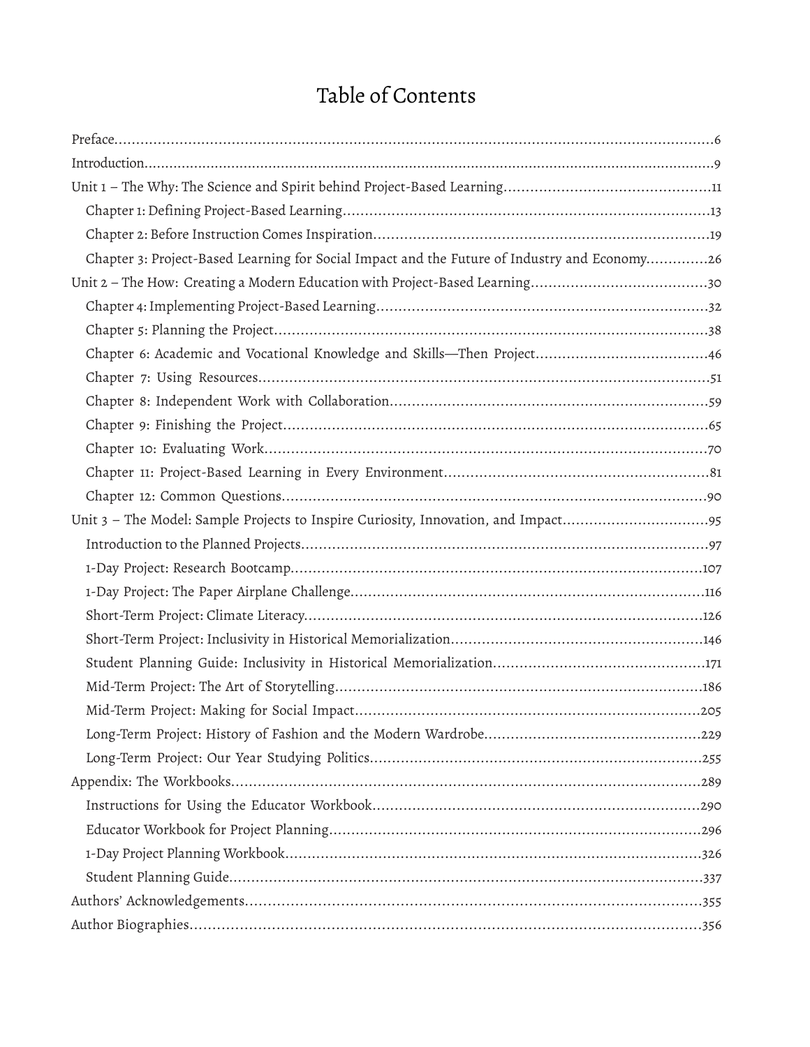# Table of Contents

Preface.....6

Introduction.....9

Unit 1 – The Why: The Science and Spirit behind Project-Based Learning.....11

- Chapter 1: Defining Project-Based Learning.....13
- Chapter 2: Before Instruction Comes Inspiration.....19
- Chapter 3: Project-Based Learning for Social Impact and the Future of Industry and Economy.....26

Unit 2 – The How: Creating a Modern Education with Project-Based Learning.....30

- Chapter 4: Implementing Project-Based Learning.....32
- Chapter 5: Planning the Project.....38
- Chapter 6: Academic and Vocational Knowledge and Skills—Then Project.....46
- Chapter 7: Using Resources.....51
- Chapter 8: Independent Work with Collaboration.....59
- Chapter 9: Finishing the Project.....65
- Chapter 10: Evaluating Work.....70
- Chapter 11: Project-Based Learning in Every Environment.....81
- Chapter 12: Common Questions.....90

Unit 3 – The Model: Sample Projects to Inspire Curiosity, Innovation, and Impact.....95

- Introduction to the Planned Projects.....97
- 1-Day Project: Research Bootcamp.....107
- 1-Day Project: The Paper Airplane Challenge.....116
- Short-Term Project: Climate Literacy.....126
- Short-Term Project: Inclusivity in Historical Memorialization.....146
- Student Planning Guide: Inclusivity in Historical Memorialization.....171
- Mid-Term Project: The Art of Storytelling.....186
- Mid-Term Project: Making for Social Impact.....205
- Long-Term Project: History of Fashion and the Modern Wardrobe.....229
- Long-Term Project: Our Year Studying Politics.....255

Appendix: The Workbooks.....289

- Instructions for Using the Educator Workbook.....290
- Educator Workbook for Project Planning.....296
- 1-Day Project Planning Workbook.....326
- Student Planning Guide.....337

Authors' Acknowledgements.....355

Author Biographies.....356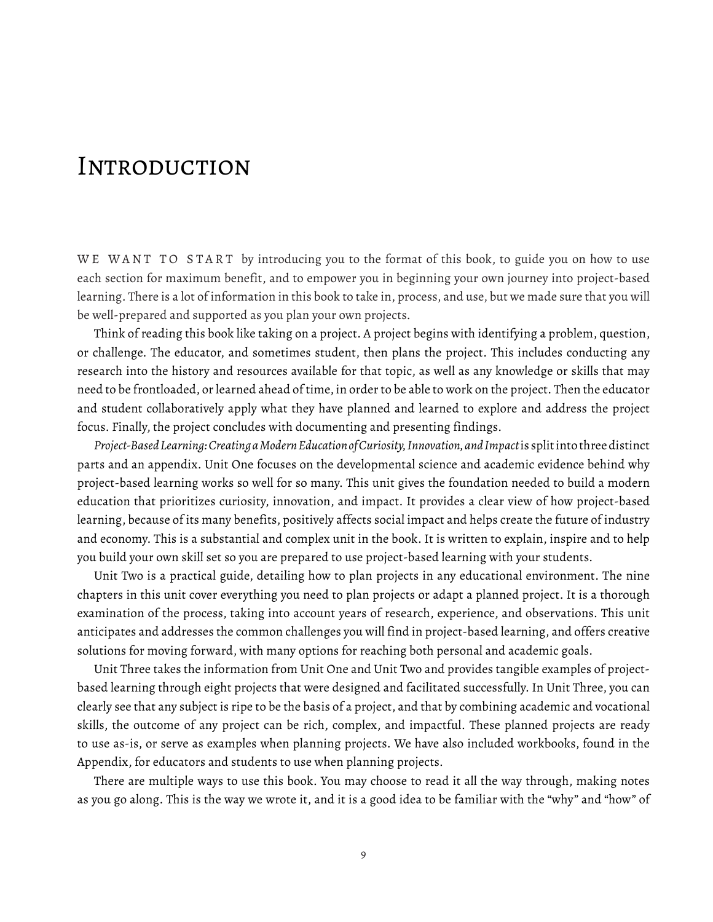# Introduction

We want to start by introducing you to the format of this book, to guide you on how to use each section for maximum benefit, and to empower you in beginning your own journey into project-based learning. There is a lot of information in this book to take in, process, and use, but we made sure that you will be well-prepared and supported as you plan your own projects.

Think of reading this book like taking on a project. A project begins with identifying a problem, question, or challenge. The educator, and sometimes student, then plans the project. This includes conducting any research into the history and resources available for that topic, as well as any knowledge or skills that may need to be frontloaded, or learned ahead of time, in order to be able to work on the project. Then the educator and student collaboratively apply what they have planned and learned to explore and address the project focus. Finally, the project concludes with documenting and presenting findings.

*Project-Based Learning: Creating a Modern Education of Curiosity, Innovation, and Impact* is split into three distinct parts and an appendix. Unit One focuses on the developmental science and academic evidence behind why project-based learning works so well for so many. This unit gives the foundation needed to build a modern education that prioritizes curiosity, innovation, and impact. It provides a clear view of how project-based learning, because of its many benefits, positively affects social impact and helps create the future of industry and economy. This is a substantial and complex unit in the book. It is written to explain, inspire and to help you build your own skill set so you are prepared to use project-based learning with your students.

Unit Two is a practical guide, detailing how to plan projects in any educational environment. The nine chapters in this unit cover everything you need to plan projects or adapt a planned project. It is a thorough examination of the process, taking into account years of research, experience, and observations. This unit anticipates and addresses the common challenges you will find in project-based learning, and offers creative solutions for moving forward, with many options for reaching both personal and academic goals.

Unit Three takes the information from Unit One and Unit Two and provides tangible examples of project-based learning through eight projects that were designed and facilitated successfully. In Unit Three, you can clearly see that any subject is ripe to be the basis of a project, and that by combining academic and vocational skills, the outcome of any project can be rich, complex, and impactful. These planned projects are ready to use as-is, or serve as examples when planning projects. We have also included workbooks, found in the Appendix, for educators and students to use when planning projects.

There are multiple ways to use this book. You may choose to read it all the way through, making notes as you go along. This is the way we wrote it, and it is a good idea to be familiar with the "why" and "how" of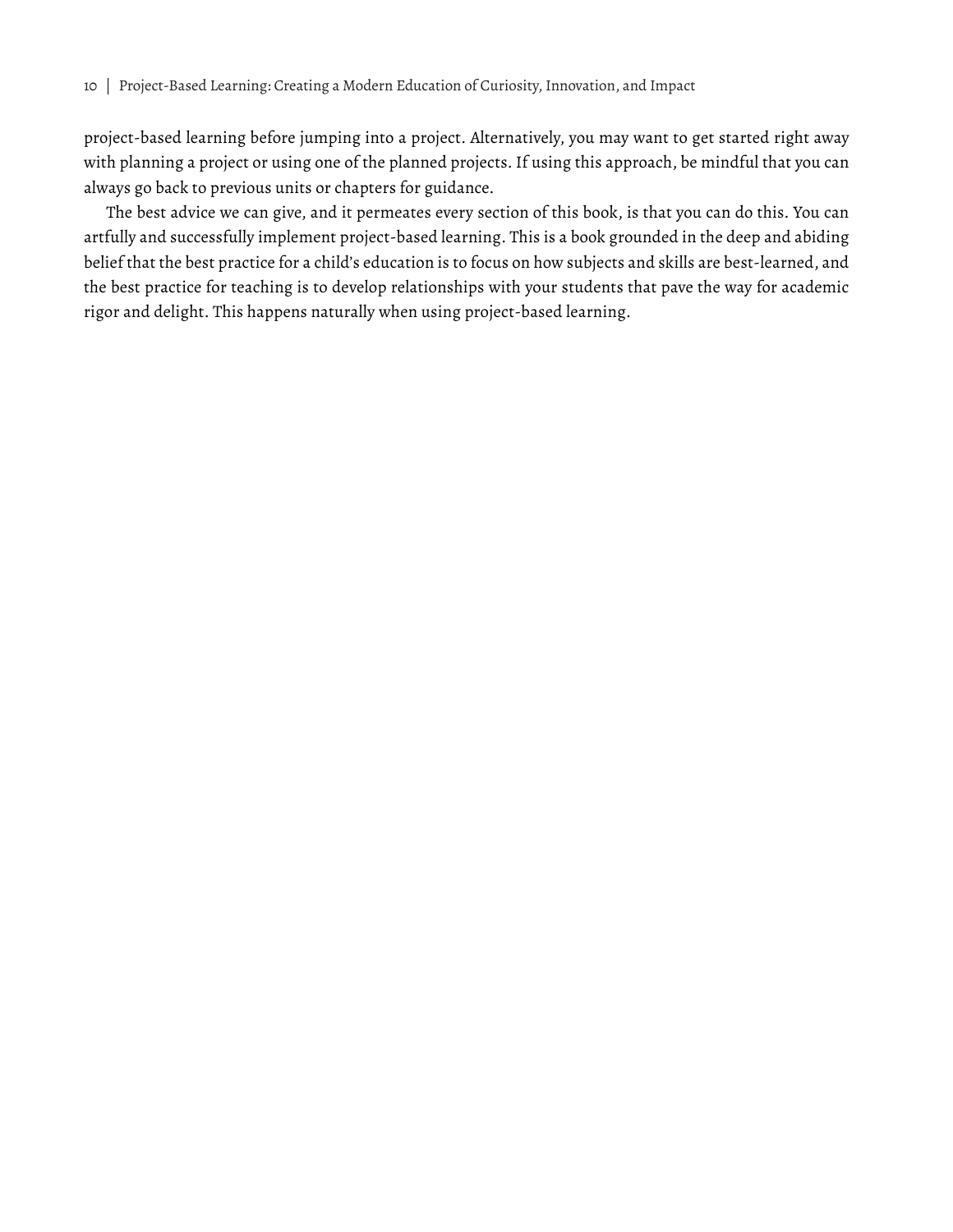project-based learning before jumping into a project. Alternatively, you may want to get started right away with planning a project or using one of the planned projects. If using this approach, be mindful that you can always go back to previous units or chapters for guidance.

The best advice we can give, and it permeates every section of this book, is that you can do this. You can artfully and successfully implement project-based learning. This is a book grounded in the deep and abiding belief that the best practice for a child's education is to focus on how subjects and skills are best-learned, and the best practice for teaching is to develop relationships with your students that pave the way for academic rigor and delight. This happens naturally when using project-based learning.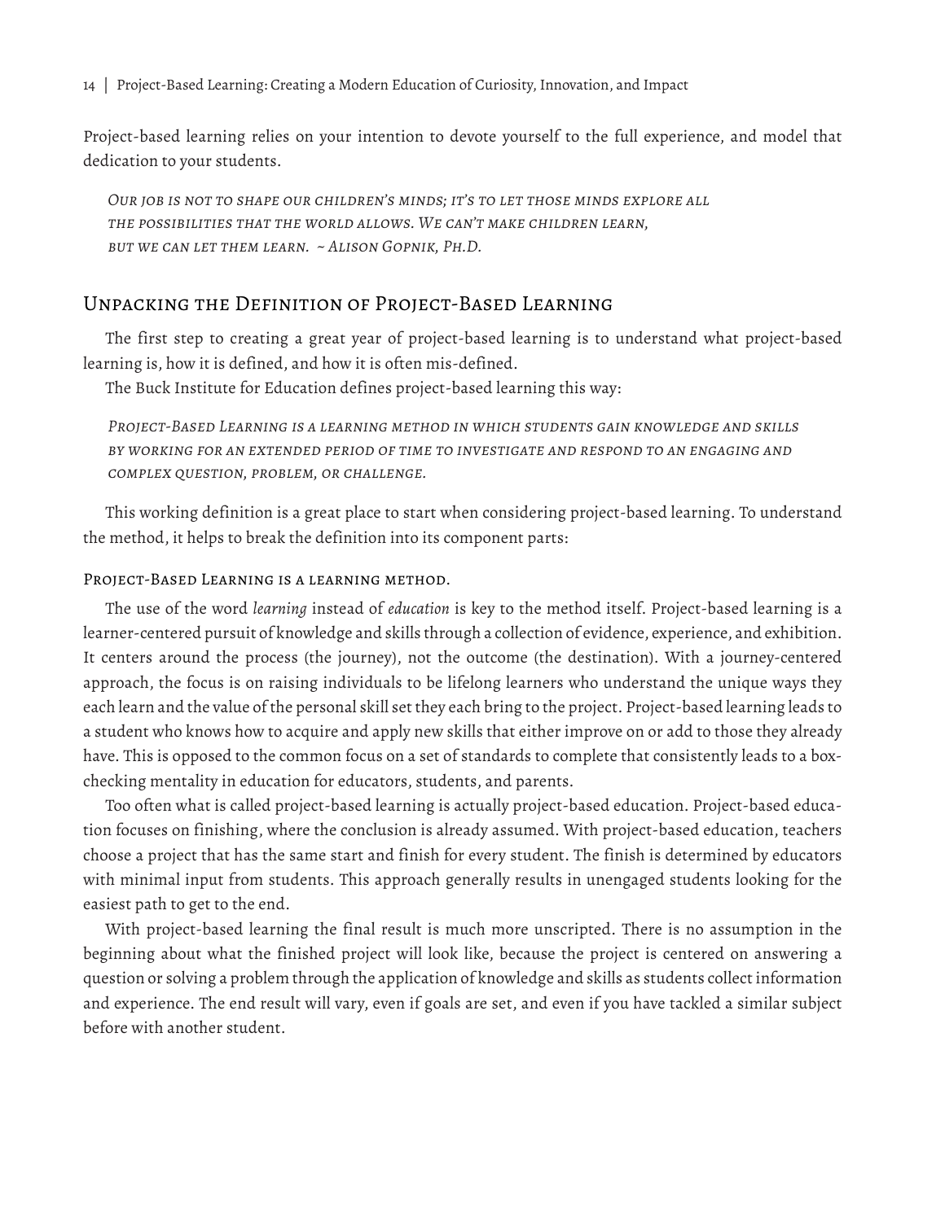Project-based learning relies on your intention to devote yourself to the full experience, and model that dedication to your students.

> *Our job is not to shape our children's minds; it's to let those minds explore all the possibilities that the world allows. We can't make children learn, but we can let them learn. ~ Alison Gopnik, Ph.D.*

## Unpacking the Definition of Project-Based Learning

The first step to creating a great year of project-based learning is to understand what project-based learning is, how it is defined, and how it is often mis-defined.

The Buck Institute for Education defines project-based learning this way:

> *Project-Based Learning is a learning method in which students gain knowledge and skills by working for an extended period of time to investigate and respond to an engaging and complex question, problem, or challenge.*

This working definition is a great place to start when considering project-based learning. To understand the method, it helps to break the definition into its component parts:

### Project-Based Learning is a learning method.

The use of the word *learning* instead of *education* is key to the method itself. Project-based learning is a learner-centered pursuit of knowledge and skills through a collection of evidence, experience, and exhibition. It centers around the process (the journey), not the outcome (the destination). With a journey-centered approach, the focus is on raising individuals to be lifelong learners who understand the unique ways they each learn and the value of the personal skill set they each bring to the project. Project-based learning leads to a student who knows how to acquire and apply new skills that either improve on or add to those they already have. This is opposed to the common focus on a set of standards to complete that consistently leads to a box-checking mentality in education for educators, students, and parents.

Too often what is called project-based learning is actually project-based education. Project-based education focuses on finishing, where the conclusion is already assumed. With project-based education, teachers choose a project that has the same start and finish for every student. The finish is determined by educators with minimal input from students. This approach generally results in unengaged students looking for the easiest path to get to the end.

With project-based learning the final result is much more unscripted. There is no assumption in the beginning about what the finished project will look like, because the project is centered on answering a question or solving a problem through the application of knowledge and skills as students collect information and experience. The end result will vary, even if goals are set, and even if you have tackled a similar subject before with another student.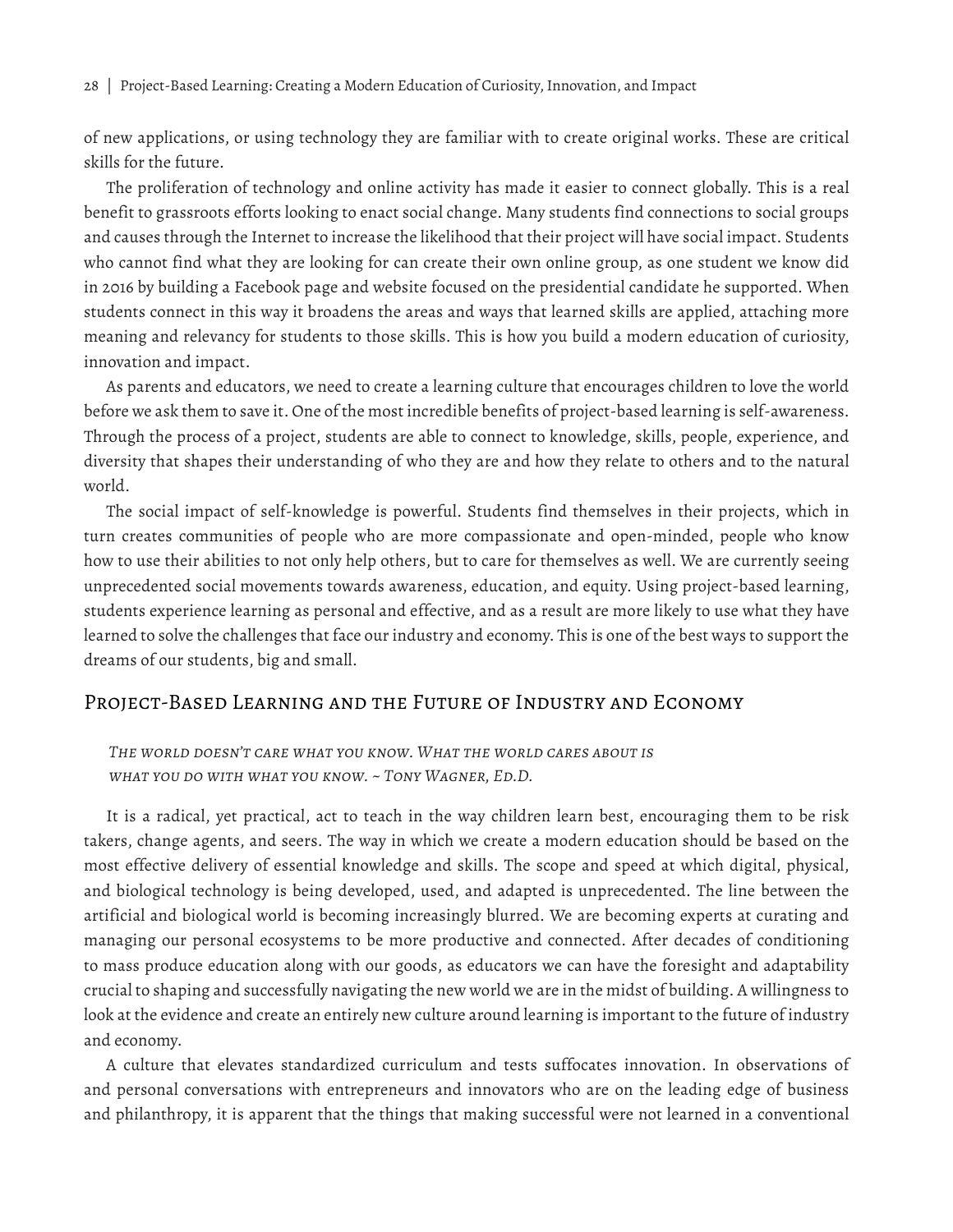of new applications, or using technology they are familiar with to create original works. These are critical skills for the future.

The proliferation of technology and online activity has made it easier to connect globally. This is a real benefit to grassroots efforts looking to enact social change. Many students find connections to social groups and causes through the Internet to increase the likelihood that their project will have social impact. Students who cannot find what they are looking for can create their own online group, as one student we know did in 2016 by building a Facebook page and website focused on the presidential candidate he supported. When students connect in this way it broadens the areas and ways that learned skills are applied, attaching more meaning and relevancy for students to those skills. This is how you build a modern education of curiosity, innovation and impact.

As parents and educators, we need to create a learning culture that encourages children to love the world before we ask them to save it. One of the most incredible benefits of project-based learning is self-awareness. Through the process of a project, students are able to connect to knowledge, skills, people, experience, and diversity that shapes their understanding of who they are and how they relate to others and to the natural world.

The social impact of self-knowledge is powerful. Students find themselves in their projects, which in turn creates communities of people who are more compassionate and open-minded, people who know how to use their abilities to not only help others, but to care for themselves as well. We are currently seeing unprecedented social movements towards awareness, education, and equity. Using project-based learning, students experience learning as personal and effective, and as a result are more likely to use what they have learned to solve the challenges that face our industry and economy. This is one of the best ways to support the dreams of our students, big and small.

## Project-Based Learning and the Future of Industry and Economy

> *The world doesn't care what you know. What the world cares about is what you do with what you know. ~ Tony Wagner, Ed.D.*

It is a radical, yet practical, act to teach in the way children learn best, encouraging them to be risk takers, change agents, and seers. The way in which we create a modern education should be based on the most effective delivery of essential knowledge and skills. The scope and speed at which digital, physical, and biological technology is being developed, used, and adapted is unprecedented. The line between the artificial and biological world is becoming increasingly blurred. We are becoming experts at curating and managing our personal ecosystems to be more productive and connected. After decades of conditioning to mass produce education along with our goods, as educators we can have the foresight and adaptability crucial to shaping and successfully navigating the new world we are in the midst of building. A willingness to look at the evidence and create an entirely new culture around learning is important to the future of industry and economy.

A culture that elevates standardized curriculum and tests suffocates innovation. In observations of and personal conversations with entrepreneurs and innovators who are on the leading edge of business and philanthropy, it is apparent that the things that making successful were not learned in a conventional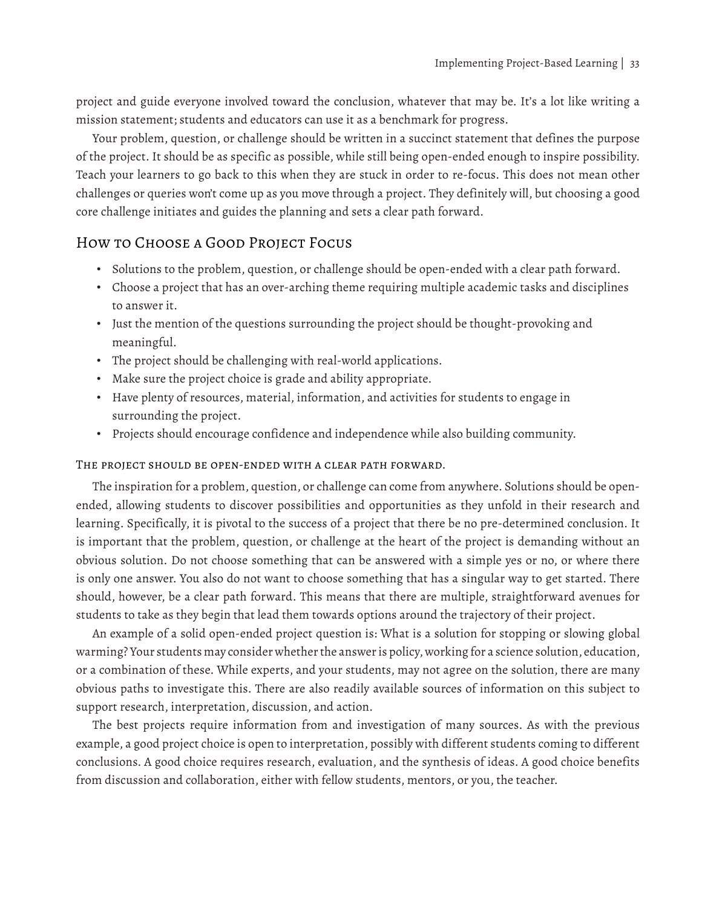project and guide everyone involved toward the conclusion, whatever that may be. It's a lot like writing a mission statement; students and educators can use it as a benchmark for progress.

Your problem, question, or challenge should be written in a succinct statement that defines the purpose of the project. It should be as specific as possible, while still being open-ended enough to inspire possibility. Teach your learners to go back to this when they are stuck in order to re-focus. This does not mean other challenges or queries won't come up as you move through a project. They definitely will, but choosing a good core challenge initiates and guides the planning and sets a clear path forward.

## How to Choose a Good Project Focus

- Solutions to the problem, question, or challenge should be open-ended with a clear path forward.
- Choose a project that has an over-arching theme requiring multiple academic tasks and disciplines to answer it.
- Just the mention of the questions surrounding the project should be thought-provoking and meaningful.
- The project should be challenging with real-world applications.
- Make sure the project choice is grade and ability appropriate.
- Have plenty of resources, material, information, and activities for students to engage in surrounding the project.
- Projects should encourage confidence and independence while also building community.

### The project should be open-ended with a clear path forward.

The inspiration for a problem, question, or challenge can come from anywhere. Solutions should be open-ended, allowing students to discover possibilities and opportunities as they unfold in their research and learning. Specifically, it is pivotal to the success of a project that there be no pre-determined conclusion. It is important that the problem, question, or challenge at the heart of the project is demanding without an obvious solution. Do not choose something that can be answered with a simple yes or no, or where there is only one answer. You also do not want to choose something that has a singular way to get started. There should, however, be a clear path forward. This means that there are multiple, straightforward avenues for students to take as they begin that lead them towards options around the trajectory of their project.

An example of a solid open-ended project question is: What is a solution for stopping or slowing global warming? Your students may consider whether the answer is policy, working for a science solution, education, or a combination of these. While experts, and your students, may not agree on the solution, there are many obvious paths to investigate this. There are also readily available sources of information on this subject to support research, interpretation, discussion, and action.

The best projects require information from and investigation of many sources. As with the previous example, a good project choice is open to interpretation, possibly with different students coming to different conclusions. A good choice requires research, evaluation, and the synthesis of ideas. A good choice benefits from discussion and collaboration, either with fellow students, mentors, or you, the teacher.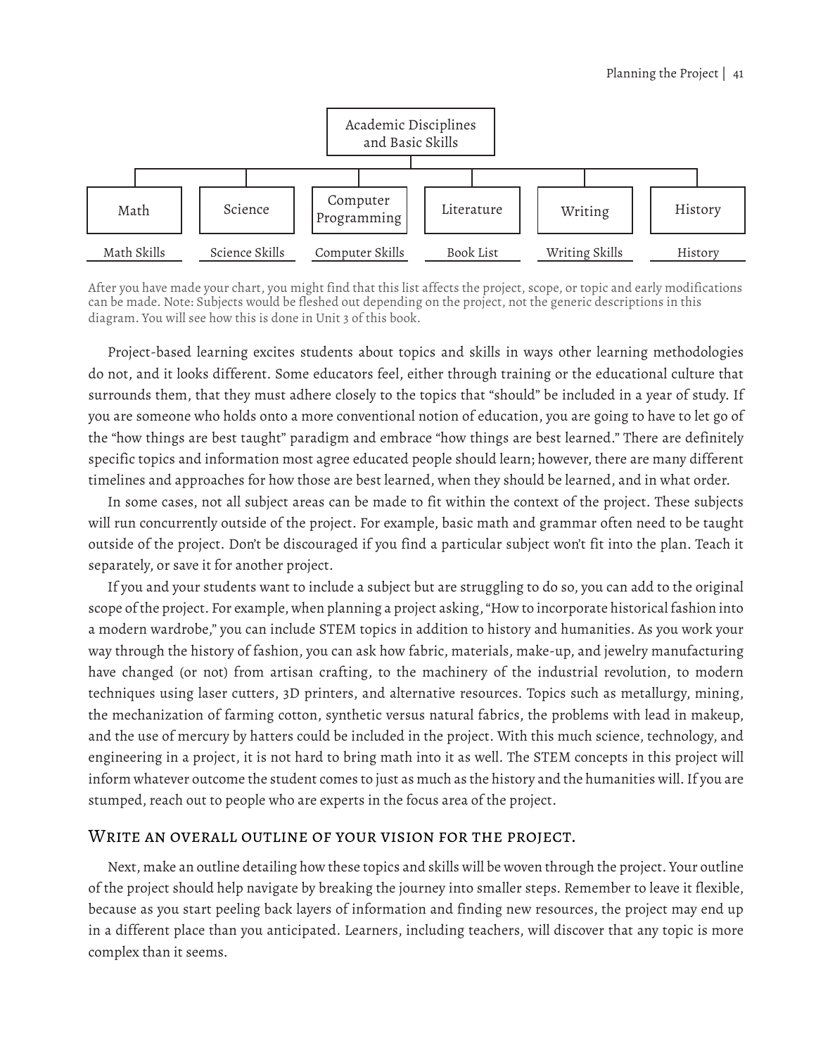| Academic Disciplines and Basic Skills | | | | | |
|---|---|---|---|---|---|
| Math | Science | Computer Programming | Literature | Writing | History |
| Math Skills | Science Skills | Computer Skills | Book List | Writing Skills | History |

After you have made your chart, you might find that this list affects the project, scope, or topic and early modifications can be made. Note: Subjects would be fleshed out depending on the project, not the generic descriptions in this diagram. You will see how this is done in Unit 3 of this book.

Project-based learning excites students about topics and skills in ways other learning methodologies do not, and it looks different. Some educators feel, either through training or the educational culture that surrounds them, that they must adhere closely to the topics that "should" be included in a year of study. If you are someone who holds onto a more conventional notion of education, you are going to have to let go of the "how things are best taught" paradigm and embrace "how things are best learned." There are definitely specific topics and information most agree educated people should learn; however, there are many different timelines and approaches for how those are best learned, when they should be learned, and in what order.

In some cases, not all subject areas can be made to fit within the context of the project. These subjects will run concurrently outside of the project. For example, basic math and grammar often need to be taught outside of the project. Don't be discouraged if you find a particular subject won't fit into the plan. Teach it separately, or save it for another project.

If you and your students want to include a subject but are struggling to do so, you can add to the original scope of the project. For example, when planning a project asking, "How to incorporate historical fashion into a modern wardrobe," you can include STEM topics in addition to history and humanities. As you work your way through the history of fashion, you can ask how fabric, materials, make-up, and jewelry manufacturing have changed (or not) from artisan crafting, to the machinery of the industrial revolution, to modern techniques using laser cutters, 3D printers, and alternative resources. Topics such as metallurgy, mining, the mechanization of farming cotton, synthetic versus natural fabrics, the problems with lead in makeup, and the use of mercury by hatters could be included in the project. With this much science, technology, and engineering in a project, it is not hard to bring math into it as well. The STEM concepts in this project will inform whatever outcome the student comes to just as much as the history and the humanities will. If you are stumped, reach out to people who are experts in the focus area of the project.

### Write an overall outline of your vision for the project.

Next, make an outline detailing how these topics and skills will be woven through the project. Your outline of the project should help navigate by breaking the journey into smaller steps. Remember to leave it flexible, because as you start peeling back layers of information and finding new resources, the project may end up in a different place than you anticipated. Learners, including teachers, will discover that any topic is more complex than it seems.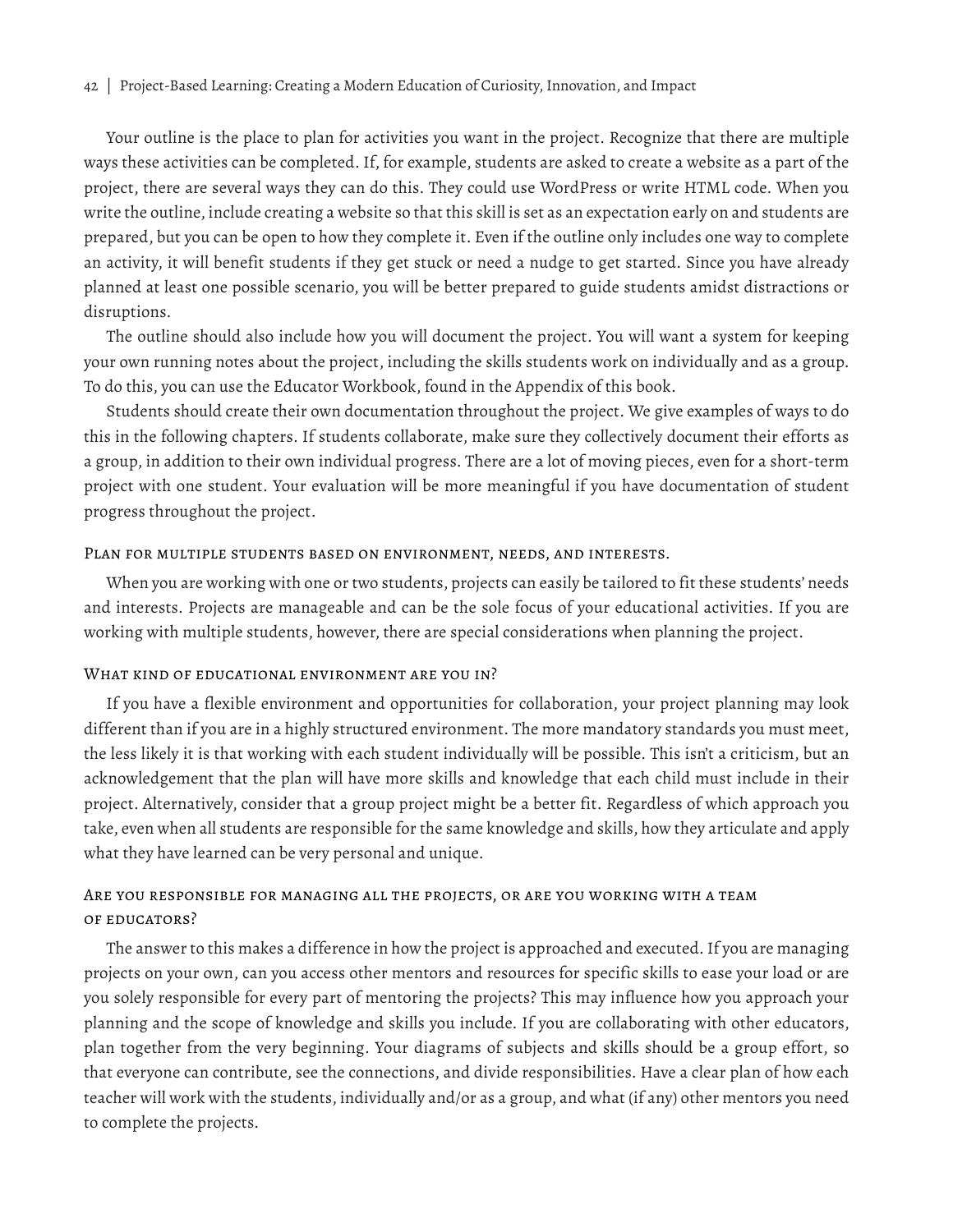Your outline is the place to plan for activities you want in the project. Recognize that there are multiple ways these activities can be completed. If, for example, students are asked to create a website as a part of the project, there are several ways they can do this. They could use WordPress or write HTML code. When you write the outline, include creating a website so that this skill is set as an expectation early on and students are prepared, but you can be open to how they complete it. Even if the outline only includes one way to complete an activity, it will benefit students if they get stuck or need a nudge to get started. Since you have already planned at least one possible scenario, you will be better prepared to guide students amidst distractions or disruptions.

The outline should also include how you will document the project. You will want a system for keeping your own running notes about the project, including the skills students work on individually and as a group. To do this, you can use the Educator Workbook, found in the Appendix of this book.

Students should create their own documentation throughout the project. We give examples of ways to do this in the following chapters. If students collaborate, make sure they collectively document their efforts as a group, in addition to their own individual progress. There are a lot of moving pieces, even for a short-term project with one student. Your evaluation will be more meaningful if you have documentation of student progress throughout the project.

### Plan for multiple students based on environment, needs, and interests.

When you are working with one or two students, projects can easily be tailored to fit these students' needs and interests. Projects are manageable and can be the sole focus of your educational activities. If you are working with multiple students, however, there are special considerations when planning the project.

### What kind of educational environment are you in?

If you have a flexible environment and opportunities for collaboration, your project planning may look different than if you are in a highly structured environment. The more mandatory standards you must meet, the less likely it is that working with each student individually will be possible. This isn't a criticism, but an acknowledgement that the plan will have more skills and knowledge that each child must include in their project. Alternatively, consider that a group project might be a better fit. Regardless of which approach you take, even when all students are responsible for the same knowledge and skills, how they articulate and apply what they have learned can be very personal and unique.

### Are you responsible for managing all the projects, or are you working with a team of educators?

The answer to this makes a difference in how the project is approached and executed. If you are managing projects on your own, can you access other mentors and resources for specific skills to ease your load or are you solely responsible for every part of mentoring the projects? This may influence how you approach your planning and the scope of knowledge and skills you include. If you are collaborating with other educators, plan together from the very beginning. Your diagrams of subjects and skills should be a group effort, so that everyone can contribute, see the connections, and divide responsibilities. Have a clear plan of how each teacher will work with the students, individually and/or as a group, and what (if any) other mentors you need to complete the projects.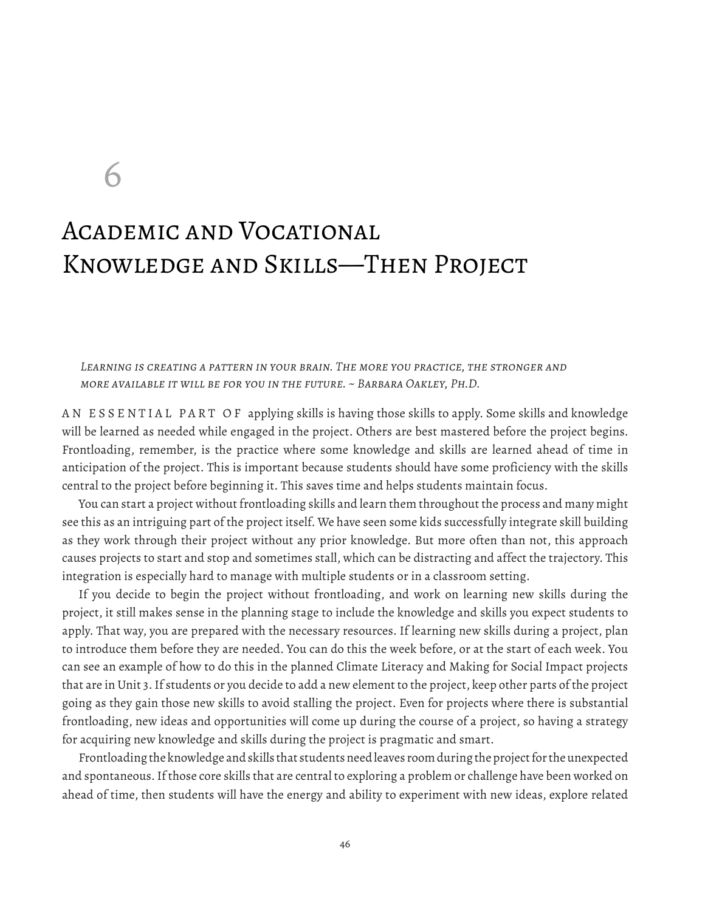# 6

# Academic and Vocational Knowledge and Skills—Then Project

*Learning is creating a pattern in your brain. The more you practice, the stronger and more available it will be for you in the future. ~ Barbara Oakley, Ph.D.*

AN ESSENTIAL PART OF applying skills is having those skills to apply. Some skills and knowledge will be learned as needed while engaged in the project. Others are best mastered before the project begins. Frontloading, remember, is the practice where some knowledge and skills are learned ahead of time in anticipation of the project. This is important because students should have some proficiency with the skills central to the project before beginning it. This saves time and helps students maintain focus.

You can start a project without frontloading skills and learn them throughout the process and many might see this as an intriguing part of the project itself. We have seen some kids successfully integrate skill building as they work through their project without any prior knowledge. But more often than not, this approach causes projects to start and stop and sometimes stall, which can be distracting and affect the trajectory. This integration is especially hard to manage with multiple students or in a classroom setting.

If you decide to begin the project without frontloading, and work on learning new skills during the project, it still makes sense in the planning stage to include the knowledge and skills you expect students to apply. That way, you are prepared with the necessary resources. If learning new skills during a project, plan to introduce them before they are needed. You can do this the week before, or at the start of each week. You can see an example of how to do this in the planned Climate Literacy and Making for Social Impact projects that are in Unit 3. If students or you decide to add a new element to the project, keep other parts of the project going as they gain those new skills to avoid stalling the project. Even for projects where there is substantial frontloading, new ideas and opportunities will come up during the course of a project, so having a strategy for acquiring new knowledge and skills during the project is pragmatic and smart.

Frontloading the knowledge and skills that students need leaves room during the project for the unexpected and spontaneous. If those core skills that are central to exploring a problem or challenge have been worked on ahead of time, then students will have the energy and ability to experiment with new ideas, explore related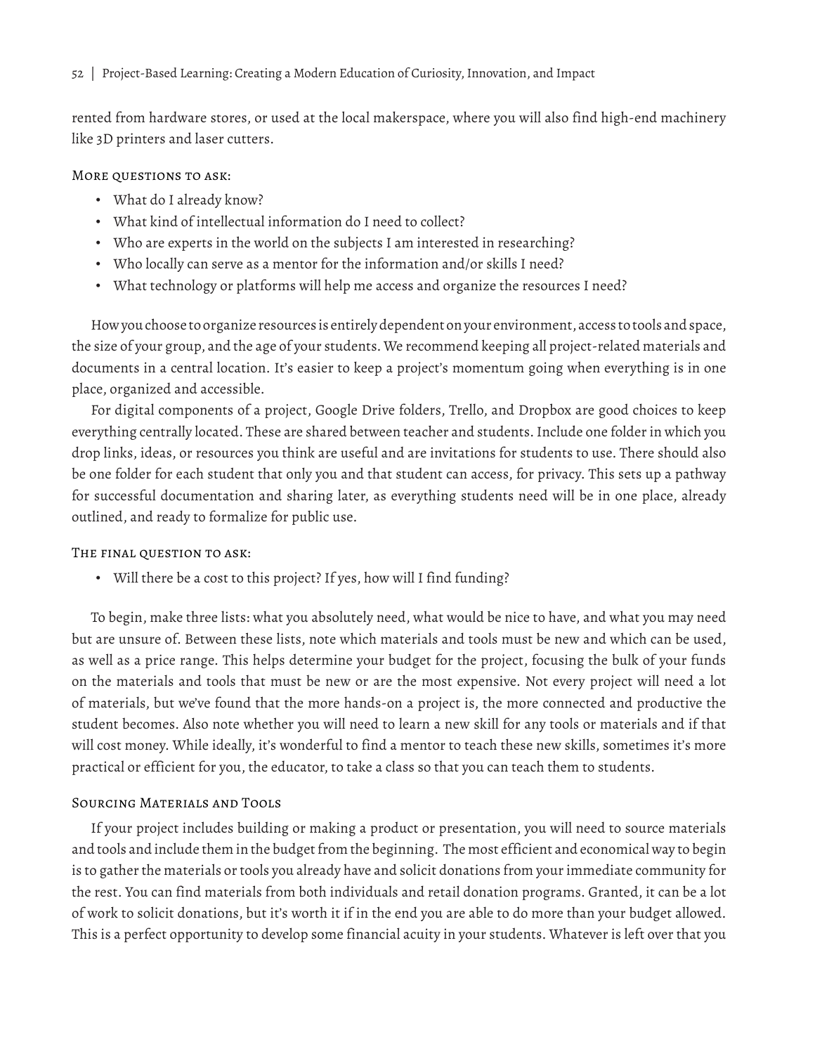rented from hardware stores, or used at the local makerspace, where you will also find high-end machinery like 3D printers and laser cutters.

#### More questions to ask:

- What do I already know?
- What kind of intellectual information do I need to collect?
- Who are experts in the world on the subjects I am interested in researching?
- Who locally can serve as a mentor for the information and/or skills I need?
- What technology or platforms will help me access and organize the resources I need?

How you choose to organize resources is entirely dependent on your environment, access to tools and space, the size of your group, and the age of your students. We recommend keeping all project-related materials and documents in a central location. It's easier to keep a project's momentum going when everything is in one place, organized and accessible.

For digital components of a project, Google Drive folders, Trello, and Dropbox are good choices to keep everything centrally located. These are shared between teacher and students. Include one folder in which you drop links, ideas, or resources you think are useful and are invitations for students to use. There should also be one folder for each student that only you and that student can access, for privacy. This sets up a pathway for successful documentation and sharing later, as everything students need will be in one place, already outlined, and ready to formalize for public use.

#### The final question to ask:

- Will there be a cost to this project? If yes, how will I find funding?

To begin, make three lists: what you absolutely need, what would be nice to have, and what you may need but are unsure of. Between these lists, note which materials and tools must be new and which can be used, as well as a price range. This helps determine your budget for the project, focusing the bulk of your funds on the materials and tools that must be new or are the most expensive. Not every project will need a lot of materials, but we've found that the more hands-on a project is, the more connected and productive the student becomes. Also note whether you will need to learn a new skill for any tools or materials and if that will cost money. While ideally, it's wonderful to find a mentor to teach these new skills, sometimes it's more practical or efficient for you, the educator, to take a class so that you can teach them to students.

#### Sourcing Materials and Tools

If your project includes building or making a product or presentation, you will need to source materials and tools and include them in the budget from the beginning. The most efficient and economical way to begin is to gather the materials or tools you already have and solicit donations from your immediate community for the rest. You can find materials from both individuals and retail donation programs. Granted, it can be a lot of work to solicit donations, but it's worth it if in the end you are able to do more than your budget allowed. This is a perfect opportunity to develop some financial acuity in your students. Whatever is left over that you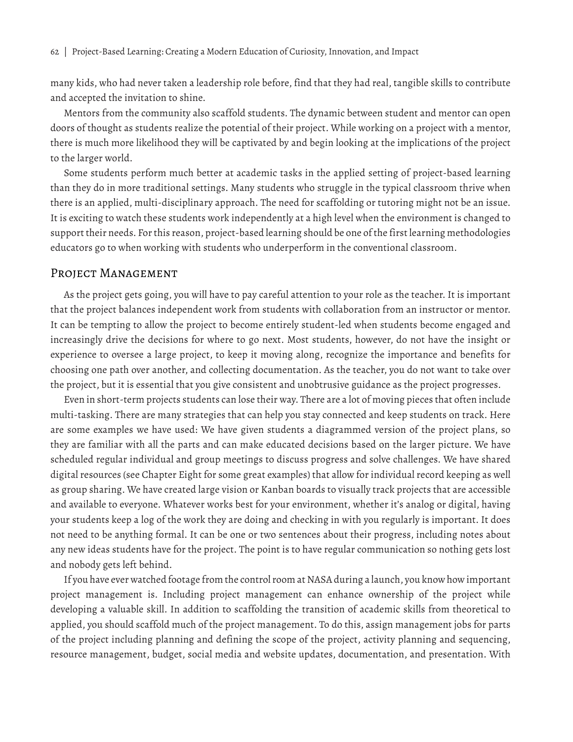many kids, who had never taken a leadership role before, find that they had real, tangible skills to contribute and accepted the invitation to shine.

Mentors from the community also scaffold students. The dynamic between student and mentor can open doors of thought as students realize the potential of their project. While working on a project with a mentor, there is much more likelihood they will be captivated by and begin looking at the implications of the project to the larger world.

Some students perform much better at academic tasks in the applied setting of project-based learning than they do in more traditional settings. Many students who struggle in the typical classroom thrive when there is an applied, multi-disciplinary approach. The need for scaffolding or tutoring might not be an issue. It is exciting to watch these students work independently at a high level when the environment is changed to support their needs. For this reason, project-based learning should be one of the first learning methodologies educators go to when working with students who underperform in the conventional classroom.

## Project Management

As the project gets going, you will have to pay careful attention to your role as the teacher. It is important that the project balances independent work from students with collaboration from an instructor or mentor. It can be tempting to allow the project to become entirely student-led when students become engaged and increasingly drive the decisions for where to go next. Most students, however, do not have the insight or experience to oversee a large project, to keep it moving along, recognize the importance and benefits for choosing one path over another, and collecting documentation. As the teacher, you do not want to take over the project, but it is essential that you give consistent and unobtrusive guidance as the project progresses.

Even in short-term projects students can lose their way. There are a lot of moving pieces that often include multi-tasking. There are many strategies that can help you stay connected and keep students on track. Here are some examples we have used: We have given students a diagrammed version of the project plans, so they are familiar with all the parts and can make educated decisions based on the larger picture. We have scheduled regular individual and group meetings to discuss progress and solve challenges. We have shared digital resources (see Chapter Eight for some great examples) that allow for individual record keeping as well as group sharing. We have created large vision or Kanban boards to visually track projects that are accessible and available to everyone. Whatever works best for your environment, whether it's analog or digital, having your students keep a log of the work they are doing and checking in with you regularly is important. It does not need to be anything formal. It can be one or two sentences about their progress, including notes about any new ideas students have for the project. The point is to have regular communication so nothing gets lost and nobody gets left behind.

If you have ever watched footage from the control room at NASA during a launch, you know how important project management is. Including project management can enhance ownership of the project while developing a valuable skill. In addition to scaffolding the transition of academic skills from theoretical to applied, you should scaffold much of the project management. To do this, assign management jobs for parts of the project including planning and defining the scope of the project, activity planning and sequencing, resource management, budget, social media and website updates, documentation, and presentation. With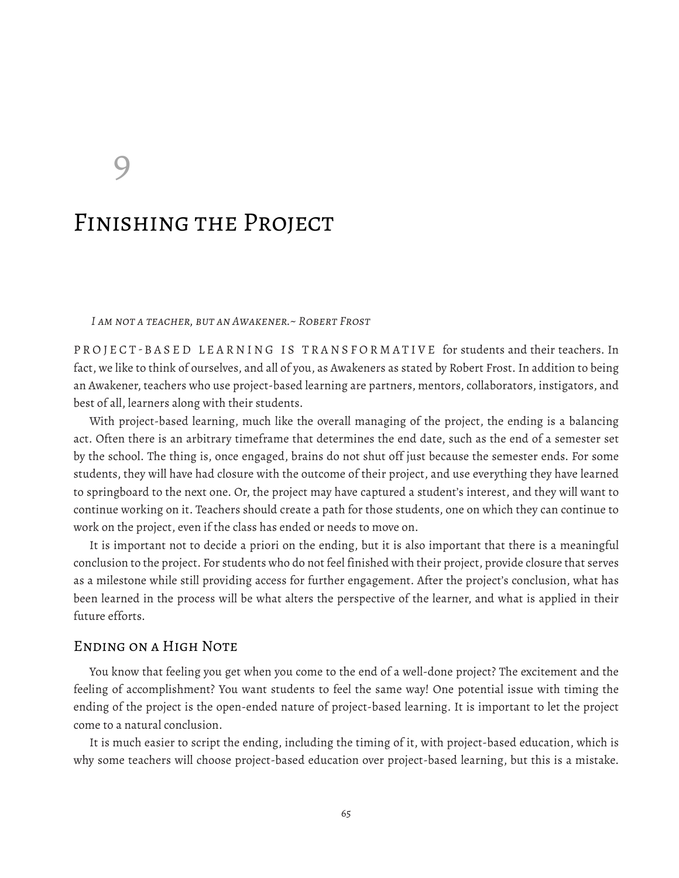# 9

# Finishing the Project

*I am not a teacher, but an Awakener.~ Robert Frost*

PROJECT-BASED LEARNING IS TRANSFORMATIVE for students and their teachers. In fact, we like to think of ourselves, and all of you, as Awakeners as stated by Robert Frost. In addition to being an Awakener, teachers who use project-based learning are partners, mentors, collaborators, instigators, and best of all, learners along with their students.

With project-based learning, much like the overall managing of the project, the ending is a balancing act. Often there is an arbitrary timeframe that determines the end date, such as the end of a semester set by the school. The thing is, once engaged, brains do not shut off just because the semester ends. For some students, they will have had closure with the outcome of their project, and use everything they have learned to springboard to the next one. Or, the project may have captured a student's interest, and they will want to continue working on it. Teachers should create a path for those students, one on which they can continue to work on the project, even if the class has ended or needs to move on.

It is important not to decide a priori on the ending, but it is also important that there is a meaningful conclusion to the project. For students who do not feel finished with their project, provide closure that serves as a milestone while still providing access for further engagement. After the project's conclusion, what has been learned in the process will be what alters the perspective of the learner, and what is applied in their future efforts.

## Ending on a High Note

You know that feeling you get when you come to the end of a well-done project? The excitement and the feeling of accomplishment? You want students to feel the same way! One potential issue with timing the ending of the project is the open-ended nature of project-based learning. It is important to let the project come to a natural conclusion.

It is much easier to script the ending, including the timing of it, with project-based education, which is why some teachers will choose project-based education over project-based learning, but this is a mistake.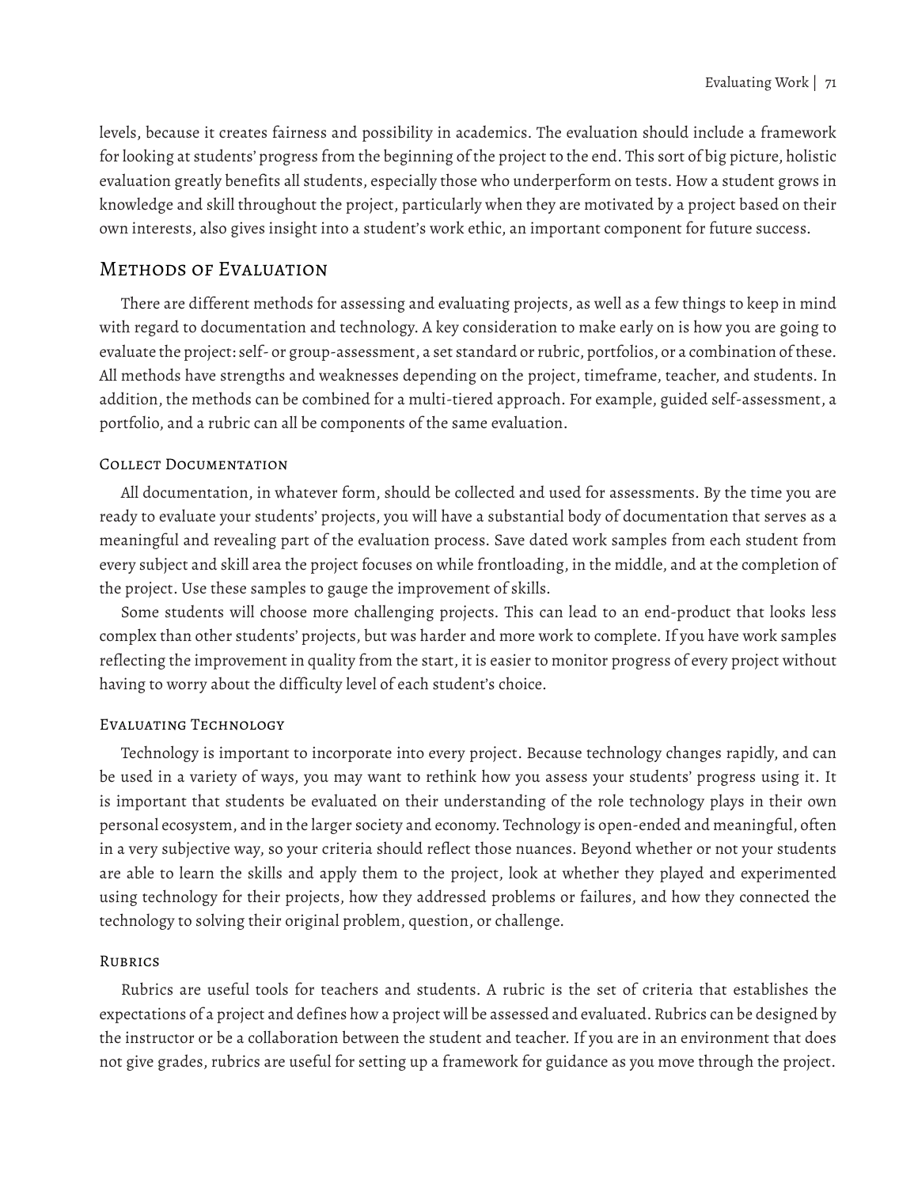levels, because it creates fairness and possibility in academics. The evaluation should include a framework for looking at students' progress from the beginning of the project to the end. This sort of big picture, holistic evaluation greatly benefits all students, especially those who underperform on tests. How a student grows in knowledge and skill throughout the project, particularly when they are motivated by a project based on their own interests, also gives insight into a student's work ethic, an important component for future success.

## Methods of Evaluation

There are different methods for assessing and evaluating projects, as well as a few things to keep in mind with regard to documentation and technology. A key consideration to make early on is how you are going to evaluate the project: self- or group-assessment, a set standard or rubric, portfolios, or a combination of these. All methods have strengths and weaknesses depending on the project, timeframe, teacher, and students. In addition, the methods can be combined for a multi-tiered approach. For example, guided self-assessment, a portfolio, and a rubric can all be components of the same evaluation.

### Collect Documentation

All documentation, in whatever form, should be collected and used for assessments. By the time you are ready to evaluate your students' projects, you will have a substantial body of documentation that serves as a meaningful and revealing part of the evaluation process. Save dated work samples from each student from every subject and skill area the project focuses on while frontloading, in the middle, and at the completion of the project. Use these samples to gauge the improvement of skills.

Some students will choose more challenging projects. This can lead to an end-product that looks less complex than other students' projects, but was harder and more work to complete. If you have work samples reflecting the improvement in quality from the start, it is easier to monitor progress of every project without having to worry about the difficulty level of each student's choice.

### Evaluating Technology

Technology is important to incorporate into every project. Because technology changes rapidly, and can be used in a variety of ways, you may want to rethink how you assess your students' progress using it. It is important that students be evaluated on their understanding of the role technology plays in their own personal ecosystem, and in the larger society and economy. Technology is open-ended and meaningful, often in a very subjective way, so your criteria should reflect those nuances. Beyond whether or not your students are able to learn the skills and apply them to the project, look at whether they played and experimented using technology for their projects, how they addressed problems or failures, and how they connected the technology to solving their original problem, question, or challenge.

### Rubrics

Rubrics are useful tools for teachers and students. A rubric is the set of criteria that establishes the expectations of a project and defines how a project will be assessed and evaluated. Rubrics can be designed by the instructor or be a collaboration between the student and teacher. If you are in an environment that does not give grades, rubrics are useful for setting up a framework for guidance as you move through the project.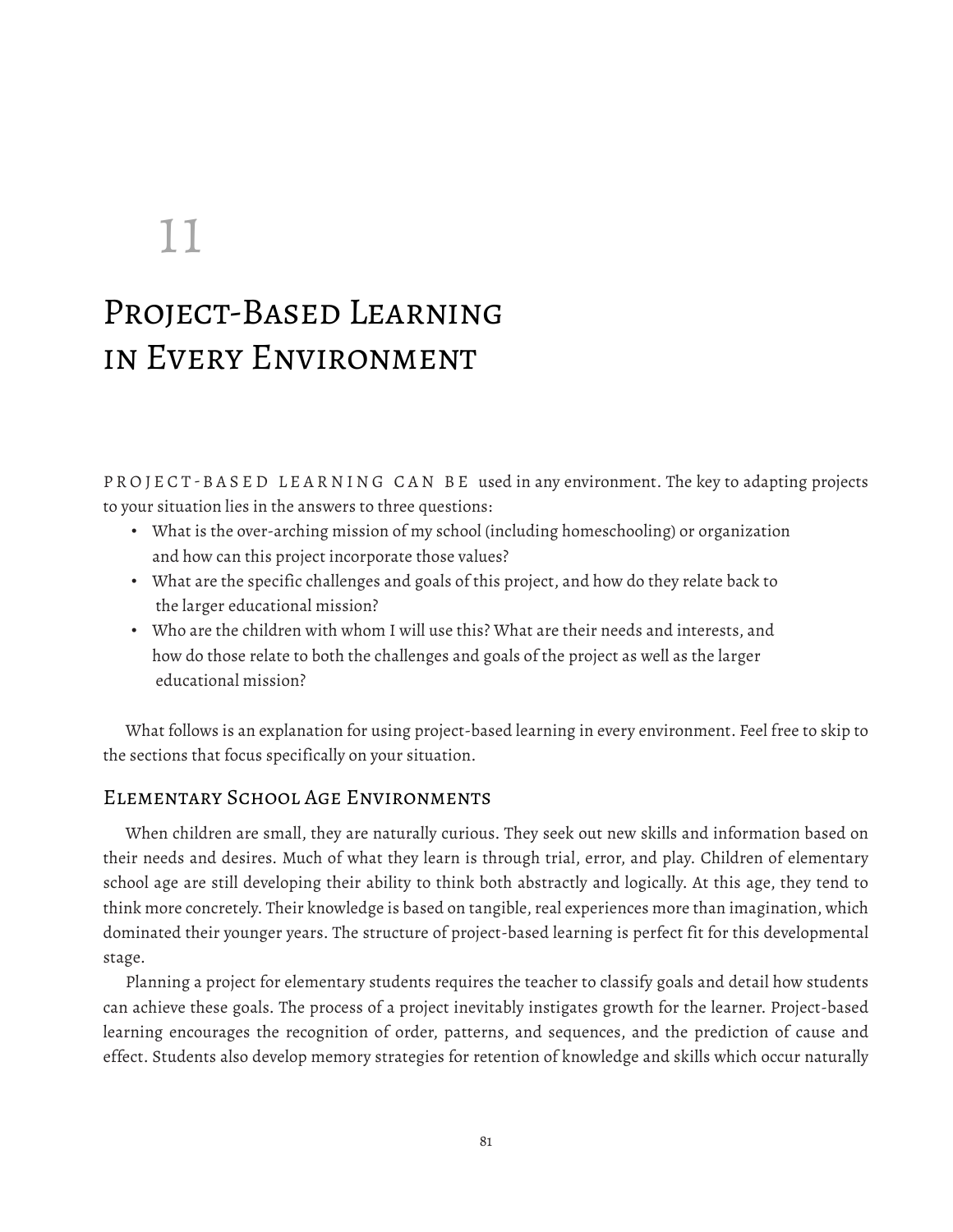# 11

# Project-Based Learning in Every Environment

PROJECT-BASED LEARNING CAN BE used in any environment. The key to adapting projects to your situation lies in the answers to three questions:

- What is the over-arching mission of my school (including homeschooling) or organization and how can this project incorporate those values?
- What are the specific challenges and goals of this project, and how do they relate back to the larger educational mission?
- Who are the children with whom I will use this? What are their needs and interests, and how do those relate to both the challenges and goals of the project as well as the larger educational mission?

What follows is an explanation for using project-based learning in every environment. Feel free to skip to the sections that focus specifically on your situation.

## Elementary School Age Environments

When children are small, they are naturally curious. They seek out new skills and information based on their needs and desires. Much of what they learn is through trial, error, and play. Children of elementary school age are still developing their ability to think both abstractly and logically. At this age, they tend to think more concretely. Their knowledge is based on tangible, real experiences more than imagination, which dominated their younger years. The structure of project-based learning is perfect fit for this developmental stage.

Planning a project for elementary students requires the teacher to classify goals and detail how students can achieve these goals. The process of a project inevitably instigates growth for the learner. Project-based learning encourages the recognition of order, patterns, and sequences, and the prediction of cause and effect. Students also develop memory strategies for retention of knowledge and skills which occur naturally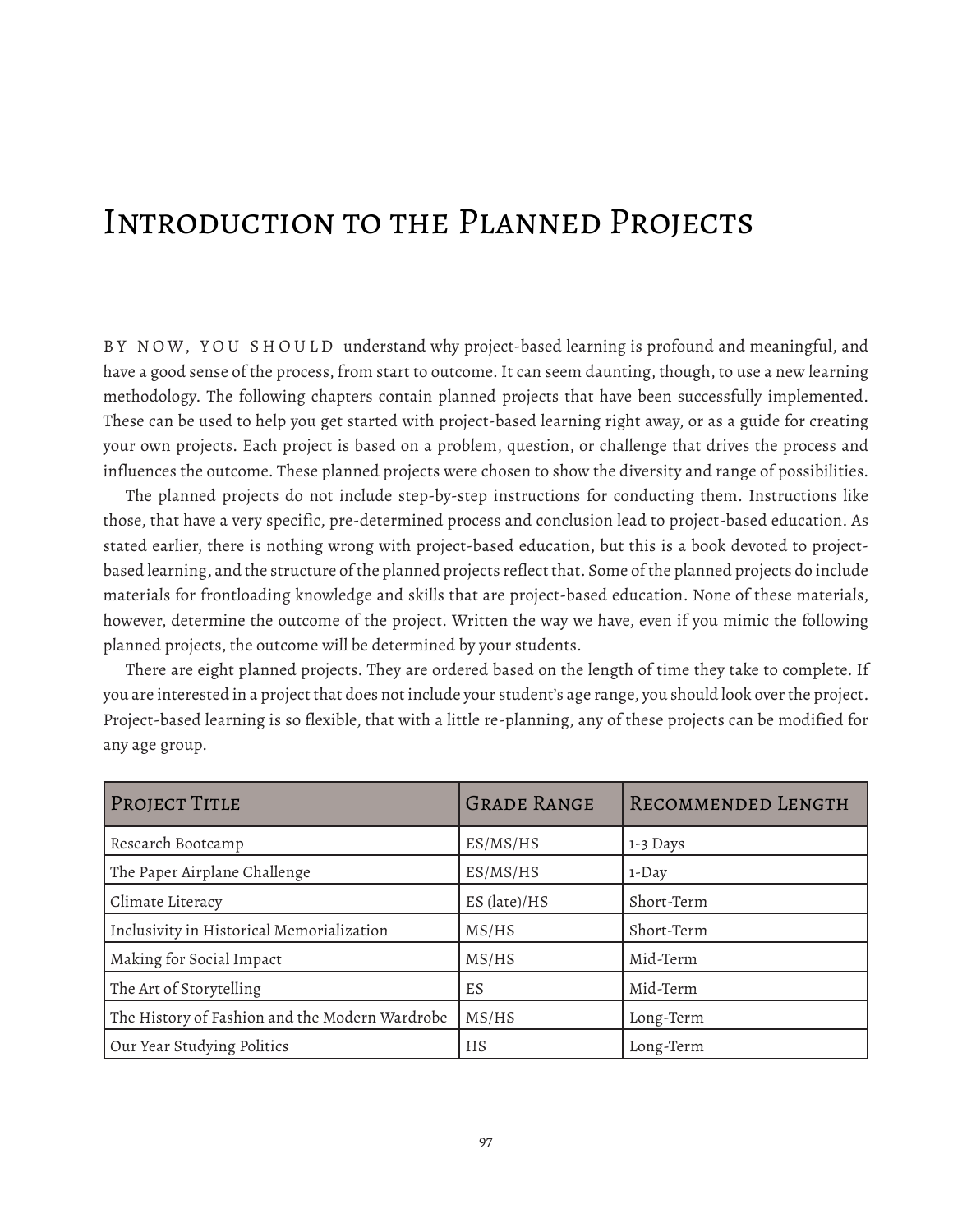# Introduction to the Planned Projects

BY NOW, YOU SHOULD understand why project-based learning is profound and meaningful, and have a good sense of the process, from start to outcome. It can seem daunting, though, to use a new learning methodology. The following chapters contain planned projects that have been successfully implemented. These can be used to help you get started with project-based learning right away, or as a guide for creating your own projects. Each project is based on a problem, question, or challenge that drives the process and influences the outcome. These planned projects were chosen to show the diversity and range of possibilities.

The planned projects do not include step-by-step instructions for conducting them. Instructions like those, that have a very specific, pre-determined process and conclusion lead to project-based education. As stated earlier, there is nothing wrong with project-based education, but this is a book devoted to project-based learning, and the structure of the planned projects reflect that. Some of the planned projects do include materials for frontloading knowledge and skills that are project-based education. None of these materials, however, determine the outcome of the project. Written the way we have, even if you mimic the following planned projects, the outcome will be determined by your students.

There are eight planned projects. They are ordered based on the length of time they take to complete. If you are interested in a project that does not include your student's age range, you should look over the project. Project-based learning is so flexible, that with a little re-planning, any of these projects can be modified for any age group.

| Project Title | Grade Range | Recommended Length |
|---|---|---|
| Research Bootcamp | ES/MS/HS | 1-3 Days |
| The Paper Airplane Challenge | ES/MS/HS | 1-Day |
| Climate Literacy | ES (late)/HS | Short-Term |
| Inclusivity in Historical Memorialization | MS/HS | Short-Term |
| Making for Social Impact | MS/HS | Mid-Term |
| The Art of Storytelling | ES | Mid-Term |
| The History of Fashion and the Modern Wardrobe | MS/HS | Long-Term |
| Our Year Studying Politics | HS | Long-Term |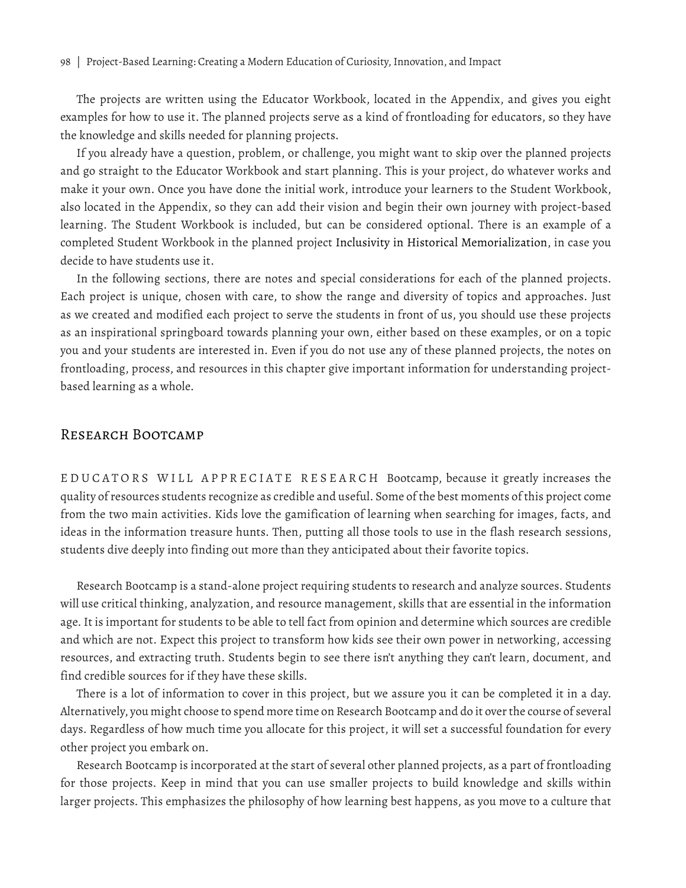The projects are written using the Educator Workbook, located in the Appendix, and gives you eight examples for how to use it. The planned projects serve as a kind of frontloading for educators, so they have the knowledge and skills needed for planning projects.

If you already have a question, problem, or challenge, you might want to skip over the planned projects and go straight to the Educator Workbook and start planning. This is your project, do whatever works and make it your own. Once you have done the initial work, introduce your learners to the Student Workbook, also located in the Appendix, so they can add their vision and begin their own journey with project-based learning. The Student Workbook is included, but can be considered optional. There is an example of a completed Student Workbook in the planned project Inclusivity in Historical Memorialization, in case you decide to have students use it.

In the following sections, there are notes and special considerations for each of the planned projects. Each project is unique, chosen with care, to show the range and diversity of topics and approaches. Just as we created and modified each project to serve the students in front of us, you should use these projects as an inspirational springboard towards planning your own, either based on these examples, or on a topic you and your students are interested in. Even if you do not use any of these planned projects, the notes on frontloading, process, and resources in this chapter give important information for understanding project-based learning as a whole.

## Research Bootcamp

EDUCATORS WILL APPRECIATE RESEARCH Bootcamp, because it greatly increases the quality of resources students recognize as credible and useful. Some of the best moments of this project come from the two main activities. Kids love the gamification of learning when searching for images, facts, and ideas in the information treasure hunts. Then, putting all those tools to use in the flash research sessions, students dive deeply into finding out more than they anticipated about their favorite topics.

Research Bootcamp is a stand-alone project requiring students to research and analyze sources. Students will use critical thinking, analyzation, and resource management, skills that are essential in the information age. It is important for students to be able to tell fact from opinion and determine which sources are credible and which are not. Expect this project to transform how kids see their own power in networking, accessing resources, and extracting truth. Students begin to see there isn't anything they can't learn, document, and find credible sources for if they have these skills.

There is a lot of information to cover in this project, but we assure you it can be completed it in a day. Alternatively, you might choose to spend more time on Research Bootcamp and do it over the course of several days. Regardless of how much time you allocate for this project, it will set a successful foundation for every other project you embark on.

Research Bootcamp is incorporated at the start of several other planned projects, as a part of frontloading for those projects. Keep in mind that you can use smaller projects to build knowledge and skills within larger projects. This emphasizes the philosophy of how learning best happens, as you move to a culture that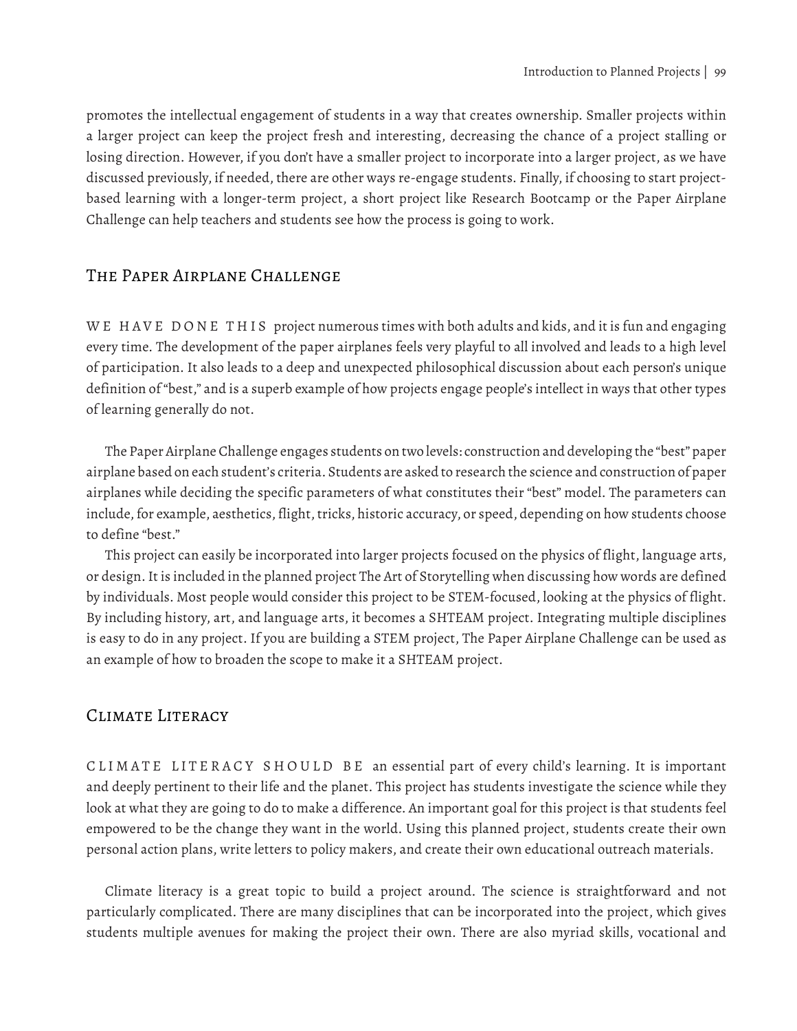promotes the intellectual engagement of students in a way that creates ownership. Smaller projects within a larger project can keep the project fresh and interesting, decreasing the chance of a project stalling or losing direction. However, if you don't have a smaller project to incorporate into a larger project, as we have discussed previously, if needed, there are other ways re-engage students. Finally, if choosing to start project-based learning with a longer-term project, a short project like Research Bootcamp or the Paper Airplane Challenge can help teachers and students see how the process is going to work.

## The Paper Airplane Challenge

WE HAVE DONE THIS project numerous times with both adults and kids, and it is fun and engaging every time. The development of the paper airplanes feels very playful to all involved and leads to a high level of participation. It also leads to a deep and unexpected philosophical discussion about each person's unique definition of "best," and is a superb example of how projects engage people's intellect in ways that other types of learning generally do not.

The Paper Airplane Challenge engages students on two levels: construction and developing the "best" paper airplane based on each student's criteria. Students are asked to research the science and construction of paper airplanes while deciding the specific parameters of what constitutes their "best" model. The parameters can include, for example, aesthetics, flight, tricks, historic accuracy, or speed, depending on how students choose to define "best."

This project can easily be incorporated into larger projects focused on the physics of flight, language arts, or design. It is included in the planned project The Art of Storytelling when discussing how words are defined by individuals. Most people would consider this project to be STEM-focused, looking at the physics of flight. By including history, art, and language arts, it becomes a SHTEAM project. Integrating multiple disciplines is easy to do in any project. If you are building a STEM project, The Paper Airplane Challenge can be used as an example of how to broaden the scope to make it a SHTEAM project.

## Climate Literacy

CLIMATE LITERACY SHOULD BE an essential part of every child's learning. It is important and deeply pertinent to their life and the planet. This project has students investigate the science while they look at what they are going to do to make a difference. An important goal for this project is that students feel empowered to be the change they want in the world. Using this planned project, students create their own personal action plans, write letters to policy makers, and create their own educational outreach materials.

Climate literacy is a great topic to build a project around. The science is straightforward and not particularly complicated. There are many disciplines that can be incorporated into the project, which gives students multiple avenues for making the project their own. There are also myriad skills, vocational and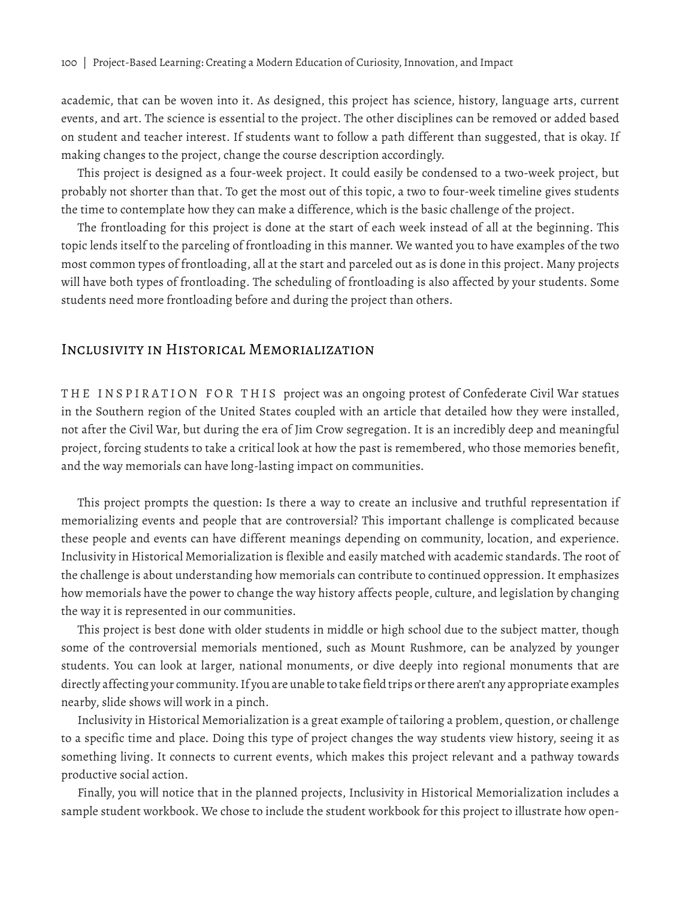academic, that can be woven into it. As designed, this project has science, history, language arts, current events, and art. The science is essential to the project. The other disciplines can be removed or added based on student and teacher interest. If students want to follow a path different than suggested, that is okay. If making changes to the project, change the course description accordingly.

This project is designed as a four-week project. It could easily be condensed to a two-week project, but probably not shorter than that. To get the most out of this topic, a two to four-week timeline gives students the time to contemplate how they can make a difference, which is the basic challenge of the project.

The frontloading for this project is done at the start of each week instead of all at the beginning. This topic lends itself to the parceling of frontloading in this manner. We wanted you to have examples of the two most common types of frontloading, all at the start and parceled out as is done in this project. Many projects will have both types of frontloading. The scheduling of frontloading is also affected by your students. Some students need more frontloading before and during the project than others.

## Inclusivity in Historical Memorialization

THE INSPIRATION FOR THIS project was an ongoing protest of Confederate Civil War statues in the Southern region of the United States coupled with an article that detailed how they were installed, not after the Civil War, but during the era of Jim Crow segregation. It is an incredibly deep and meaningful project, forcing students to take a critical look at how the past is remembered, who those memories benefit, and the way memorials can have long-lasting impact on communities.

This project prompts the question: Is there a way to create an inclusive and truthful representation if memorializing events and people that are controversial? This important challenge is complicated because these people and events can have different meanings depending on community, location, and experience. Inclusivity in Historical Memorialization is flexible and easily matched with academic standards. The root of the challenge is about understanding how memorials can contribute to continued oppression. It emphasizes how memorials have the power to change the way history affects people, culture, and legislation by changing the way it is represented in our communities.

This project is best done with older students in middle or high school due to the subject matter, though some of the controversial memorials mentioned, such as Mount Rushmore, can be analyzed by younger students. You can look at larger, national monuments, or dive deeply into regional monuments that are directly affecting your community. If you are unable to take field trips or there aren't any appropriate examples nearby, slide shows will work in a pinch.

Inclusivity in Historical Memorialization is a great example of tailoring a problem, question, or challenge to a specific time and place. Doing this type of project changes the way students view history, seeing it as something living. It connects to current events, which makes this project relevant and a pathway towards productive social action.

Finally, you will notice that in the planned projects, Inclusivity in Historical Memorialization includes a sample student workbook. We chose to include the student workbook for this project to illustrate how open-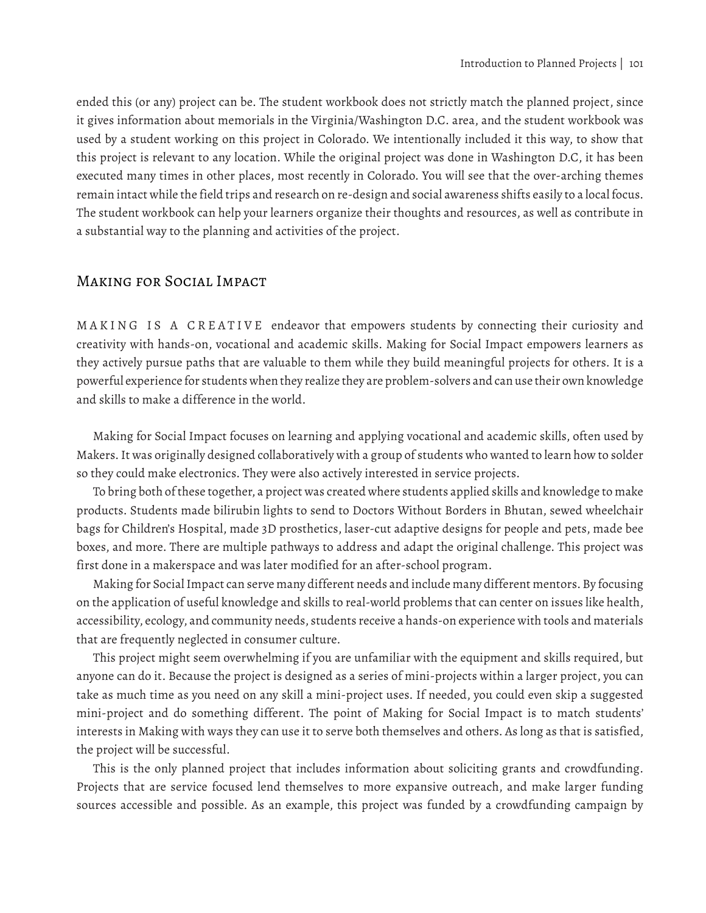ended this (or any) project can be. The student workbook does not strictly match the planned project, since it gives information about memorials in the Virginia/Washington D.C. area, and the student workbook was used by a student working on this project in Colorado. We intentionally included it this way, to show that this project is relevant to any location. While the original project was done in Washington D.C, it has been executed many times in other places, most recently in Colorado. You will see that the over-arching themes remain intact while the field trips and research on re-design and social awareness shifts easily to a local focus. The student workbook can help your learners organize their thoughts and resources, as well as contribute in a substantial way to the planning and activities of the project.

## Making for Social Impact

MAKING IS A CREATIVE endeavor that empowers students by connecting their curiosity and creativity with hands-on, vocational and academic skills. Making for Social Impact empowers learners as they actively pursue paths that are valuable to them while they build meaningful projects for others. It is a powerful experience for students when they realize they are problem-solvers and can use their own knowledge and skills to make a difference in the world.

Making for Social Impact focuses on learning and applying vocational and academic skills, often used by Makers. It was originally designed collaboratively with a group of students who wanted to learn how to solder so they could make electronics. They were also actively interested in service projects.

To bring both of these together, a project was created where students applied skills and knowledge to make products. Students made bilirubin lights to send to Doctors Without Borders in Bhutan, sewed wheelchair bags for Children's Hospital, made 3D prosthetics, laser-cut adaptive designs for people and pets, made bee boxes, and more. There are multiple pathways to address and adapt the original challenge. This project was first done in a makerspace and was later modified for an after-school program.

Making for Social Impact can serve many different needs and include many different mentors. By focusing on the application of useful knowledge and skills to real-world problems that can center on issues like health, accessibility, ecology, and community needs, students receive a hands-on experience with tools and materials that are frequently neglected in consumer culture.

This project might seem overwhelming if you are unfamiliar with the equipment and skills required, but anyone can do it. Because the project is designed as a series of mini-projects within a larger project, you can take as much time as you need on any skill a mini-project uses. If needed, you could even skip a suggested mini-project and do something different. The point of Making for Social Impact is to match students' interests in Making with ways they can use it to serve both themselves and others. As long as that is satisfied, the project will be successful.

This is the only planned project that includes information about soliciting grants and crowdfunding. Projects that are service focused lend themselves to more expansive outreach, and make larger funding sources accessible and possible. As an example, this project was funded by a crowdfunding campaign by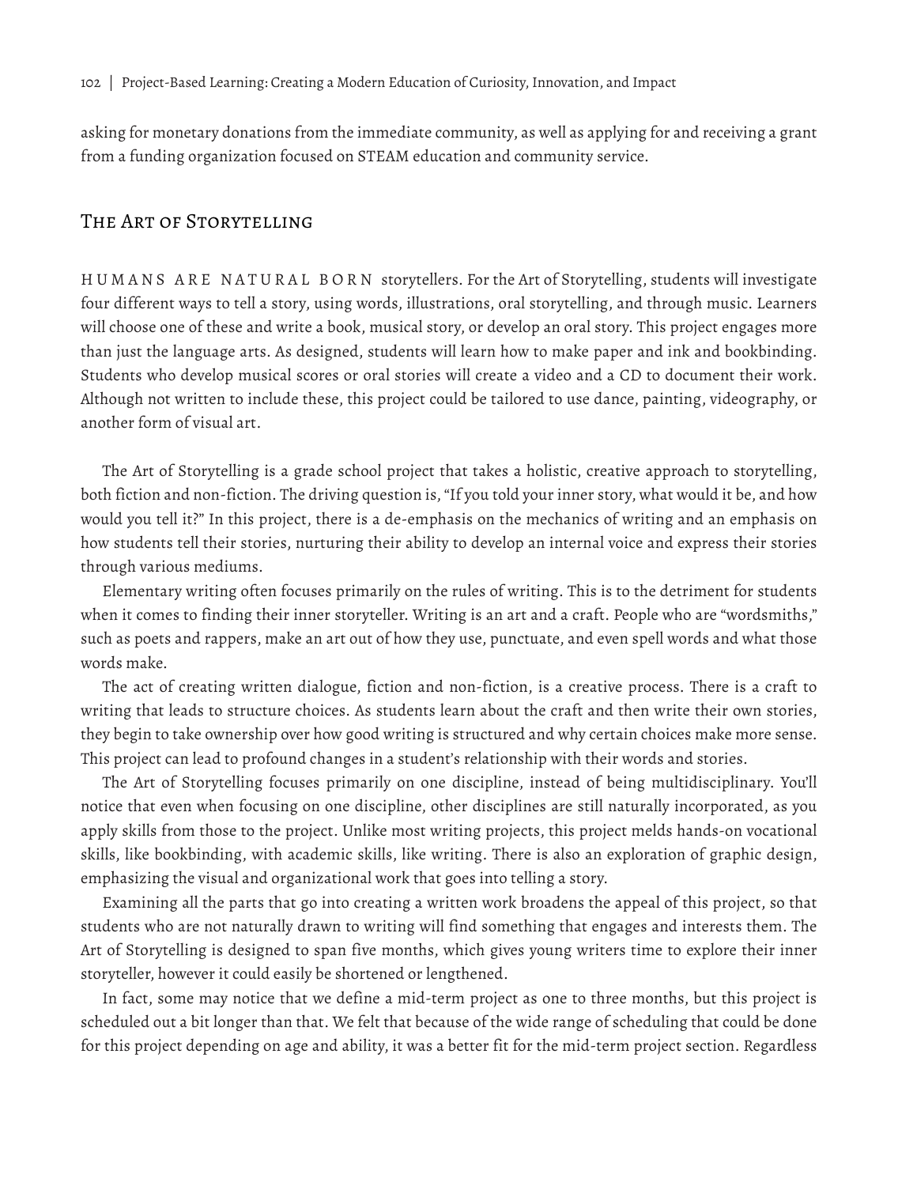asking for monetary donations from the immediate community, as well as applying for and receiving a grant from a funding organization focused on STEAM education and community service.

## The Art of Storytelling

HUMANS ARE NATURAL BORN storytellers. For the Art of Storytelling, students will investigate four different ways to tell a story, using words, illustrations, oral storytelling, and through music. Learners will choose one of these and write a book, musical story, or develop an oral story. This project engages more than just the language arts. As designed, students will learn how to make paper and ink and bookbinding. Students who develop musical scores or oral stories will create a video and a CD to document their work. Although not written to include these, this project could be tailored to use dance, painting, videography, or another form of visual art.

The Art of Storytelling is a grade school project that takes a holistic, creative approach to storytelling, both fiction and non-fiction. The driving question is, "If you told your inner story, what would it be, and how would you tell it?" In this project, there is a de-emphasis on the mechanics of writing and an emphasis on how students tell their stories, nurturing their ability to develop an internal voice and express their stories through various mediums.

Elementary writing often focuses primarily on the rules of writing. This is to the detriment for students when it comes to finding their inner storyteller. Writing is an art and a craft. People who are "wordsmiths," such as poets and rappers, make an art out of how they use, punctuate, and even spell words and what those words make.

The act of creating written dialogue, fiction and non-fiction, is a creative process. There is a craft to writing that leads to structure choices. As students learn about the craft and then write their own stories, they begin to take ownership over how good writing is structured and why certain choices make more sense. This project can lead to profound changes in a student's relationship with their words and stories.

The Art of Storytelling focuses primarily on one discipline, instead of being multidisciplinary. You'll notice that even when focusing on one discipline, other disciplines are still naturally incorporated, as you apply skills from those to the project. Unlike most writing projects, this project melds hands-on vocational skills, like bookbinding, with academic skills, like writing. There is also an exploration of graphic design, emphasizing the visual and organizational work that goes into telling a story.

Examining all the parts that go into creating a written work broadens the appeal of this project, so that students who are not naturally drawn to writing will find something that engages and interests them. The Art of Storytelling is designed to span five months, which gives young writers time to explore their inner storyteller, however it could easily be shortened or lengthened.

In fact, some may notice that we define a mid-term project as one to three months, but this project is scheduled out a bit longer than that. We felt that because of the wide range of scheduling that could be done for this project depending on age and ability, it was a better fit for the mid-term project section. Regardless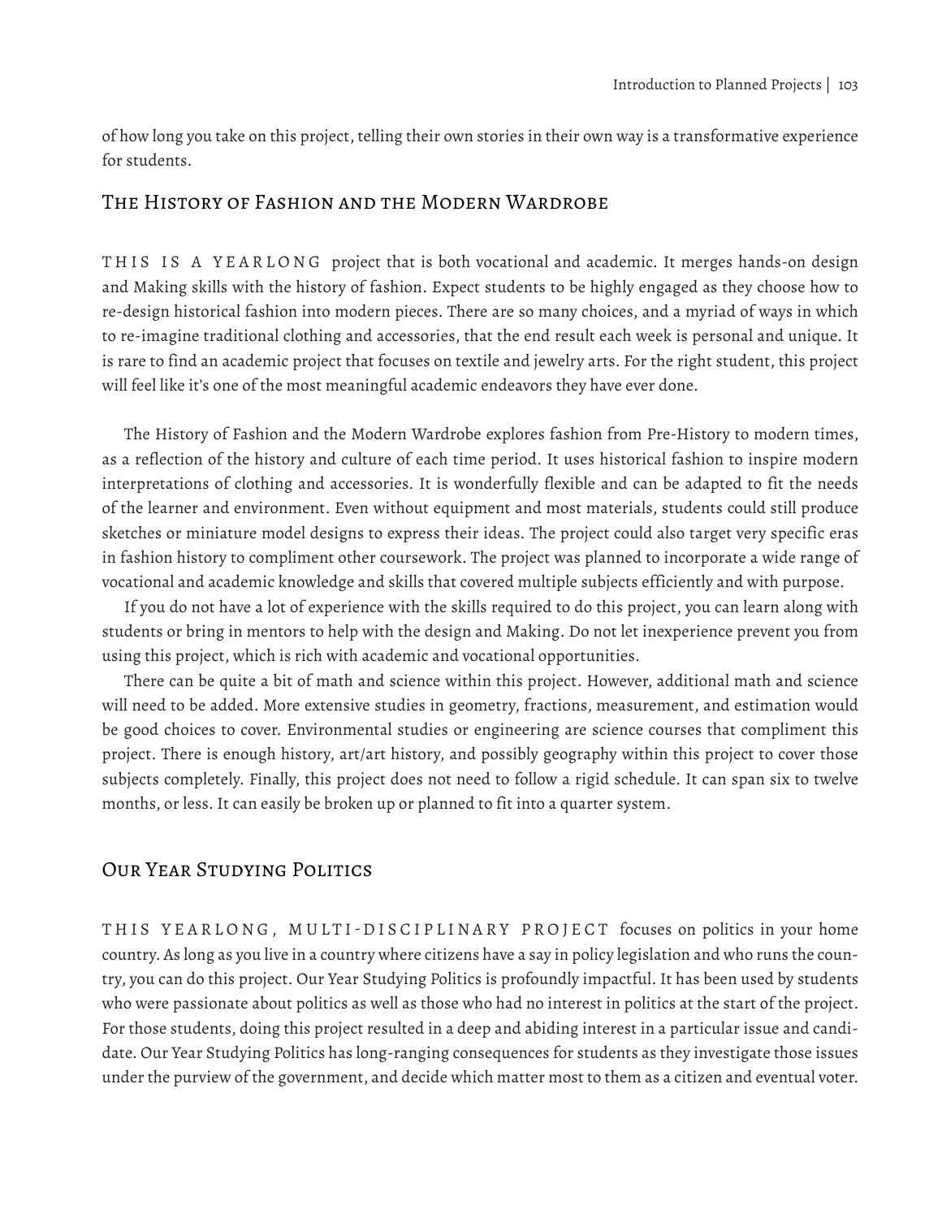of how long you take on this project, telling their own stories in their own way is a transformative experience for students.

## The History of Fashion and the Modern Wardrobe

THIS IS A YEARLONG project that is both vocational and academic. It merges hands-on design and Making skills with the history of fashion. Expect students to be highly engaged as they choose how to re-design historical fashion into modern pieces. There are so many choices, and a myriad of ways in which to re-imagine traditional clothing and accessories, that the end result each week is personal and unique. It is rare to find an academic project that focuses on textile and jewelry arts. For the right student, this project will feel like it's one of the most meaningful academic endeavors they have ever done.

The History of Fashion and the Modern Wardrobe explores fashion from Pre-History to modern times, as a reflection of the history and culture of each time period. It uses historical fashion to inspire modern interpretations of clothing and accessories. It is wonderfully flexible and can be adapted to fit the needs of the learner and environment. Even without equipment and most materials, students could still produce sketches or miniature model designs to express their ideas. The project could also target very specific eras in fashion history to compliment other coursework. The project was planned to incorporate a wide range of vocational and academic knowledge and skills that covered multiple subjects efficiently and with purpose.

If you do not have a lot of experience with the skills required to do this project, you can learn along with students or bring in mentors to help with the design and Making. Do not let inexperience prevent you from using this project, which is rich with academic and vocational opportunities.

There can be quite a bit of math and science within this project. However, additional math and science will need to be added. More extensive studies in geometry, fractions, measurement, and estimation would be good choices to cover. Environmental studies or engineering are science courses that compliment this project. There is enough history, art/art history, and possibly geography within this project to cover those subjects completely. Finally, this project does not need to follow a rigid schedule. It can span six to twelve months, or less. It can easily be broken up or planned to fit into a quarter system.

## Our Year Studying Politics

THIS YEARLONG, MULTI-DISCIPLINARY PROJECT focuses on politics in your home country. As long as you live in a country where citizens have a say in policy legislation and who runs the country, you can do this project. Our Year Studying Politics is profoundly impactful. It has been used by students who were passionate about politics as well as those who had no interest in politics at the start of the project. For those students, doing this project resulted in a deep and abiding interest in a particular issue and candidate. Our Year Studying Politics has long-ranging consequences for students as they investigate those issues under the purview of the government, and decide which matter most to them as a citizen and eventual voter.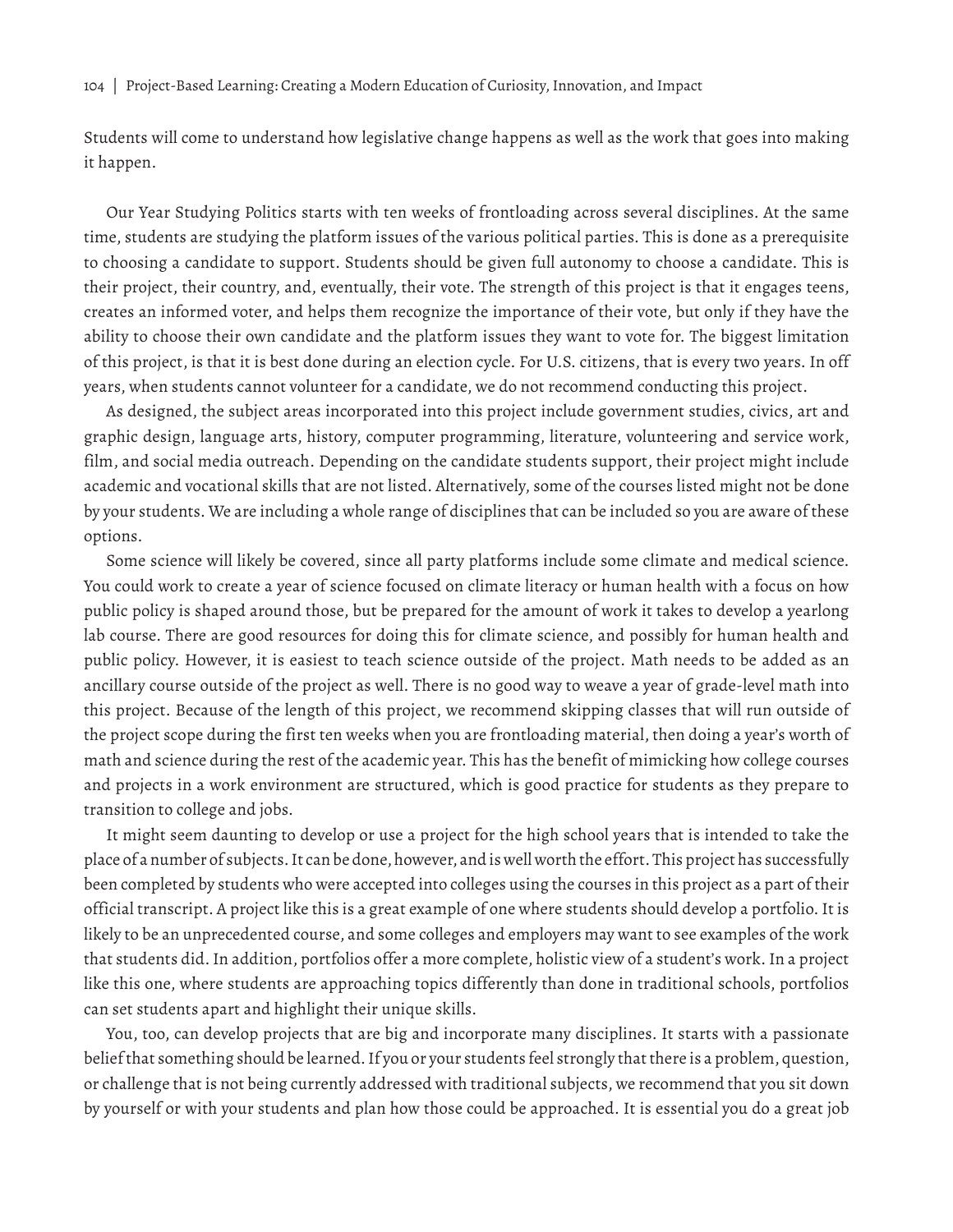Students will come to understand how legislative change happens as well as the work that goes into making it happen.

Our Year Studying Politics starts with ten weeks of frontloading across several disciplines. At the same time, students are studying the platform issues of the various political parties. This is done as a prerequisite to choosing a candidate to support. Students should be given full autonomy to choose a candidate. This is their project, their country, and, eventually, their vote. The strength of this project is that it engages teens, creates an informed voter, and helps them recognize the importance of their vote, but only if they have the ability to choose their own candidate and the platform issues they want to vote for. The biggest limitation of this project, is that it is best done during an election cycle. For U.S. citizens, that is every two years. In off years, when students cannot volunteer for a candidate, we do not recommend conducting this project.

As designed, the subject areas incorporated into this project include government studies, civics, art and graphic design, language arts, history, computer programming, literature, volunteering and service work, film, and social media outreach. Depending on the candidate students support, their project might include academic and vocational skills that are not listed. Alternatively, some of the courses listed might not be done by your students. We are including a whole range of disciplines that can be included so you are aware of these options.

Some science will likely be covered, since all party platforms include some climate and medical science. You could work to create a year of science focused on climate literacy or human health with a focus on how public policy is shaped around those, but be prepared for the amount of work it takes to develop a yearlong lab course. There are good resources for doing this for climate science, and possibly for human health and public policy. However, it is easiest to teach science outside of the project. Math needs to be added as an ancillary course outside of the project as well. There is no good way to weave a year of grade-level math into this project. Because of the length of this project, we recommend skipping classes that will run outside of the project scope during the first ten weeks when you are frontloading material, then doing a year's worth of math and science during the rest of the academic year. This has the benefit of mimicking how college courses and projects in a work environment are structured, which is good practice for students as they prepare to transition to college and jobs.

It might seem daunting to develop or use a project for the high school years that is intended to take the place of a number of subjects. It can be done, however, and is well worth the effort. This project has successfully been completed by students who were accepted into colleges using the courses in this project as a part of their official transcript. A project like this is a great example of one where students should develop a portfolio. It is likely to be an unprecedented course, and some colleges and employers may want to see examples of the work that students did. In addition, portfolios offer a more complete, holistic view of a student's work. In a project like this one, where students are approaching topics differently than done in traditional schools, portfolios can set students apart and highlight their unique skills.

You, too, can develop projects that are big and incorporate many disciplines. It starts with a passionate belief that something should be learned. If you or your students feel strongly that there is a problem, question, or challenge that is not being currently addressed with traditional subjects, we recommend that you sit down by yourself or with your students and plan how those could be approached. It is essential you do a great job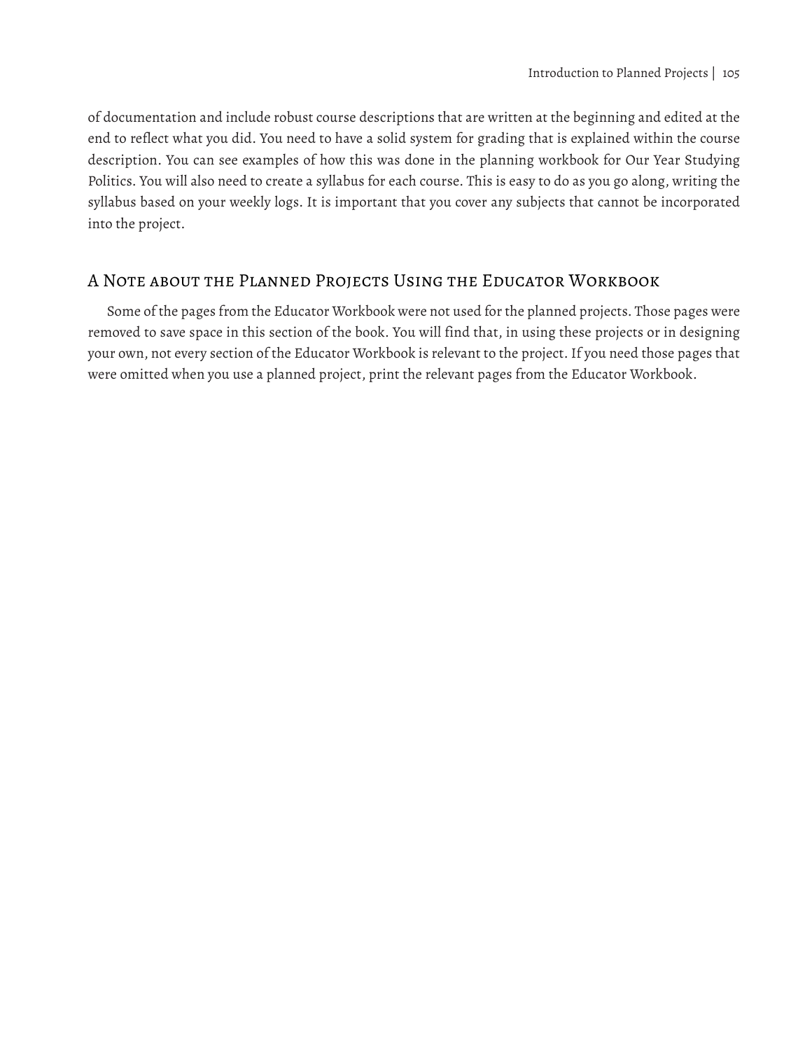of documentation and include robust course descriptions that are written at the beginning and edited at the end to reflect what you did. You need to have a solid system for grading that is explained within the course description. You can see examples of how this was done in the planning workbook for Our Year Studying Politics. You will also need to create a syllabus for each course. This is easy to do as you go along, writing the syllabus based on your weekly logs. It is important that you cover any subjects that cannot be incorporated into the project.

## A Note about the Planned Projects Using the Educator Workbook

Some of the pages from the Educator Workbook were not used for the planned projects. Those pages were removed to save space in this section of the book. You will find that, in using these projects or in designing your own, not every section of the Educator Workbook is relevant to the project. If you need those pages that were omitted when you use a planned project, print the relevant pages from the Educator Workbook.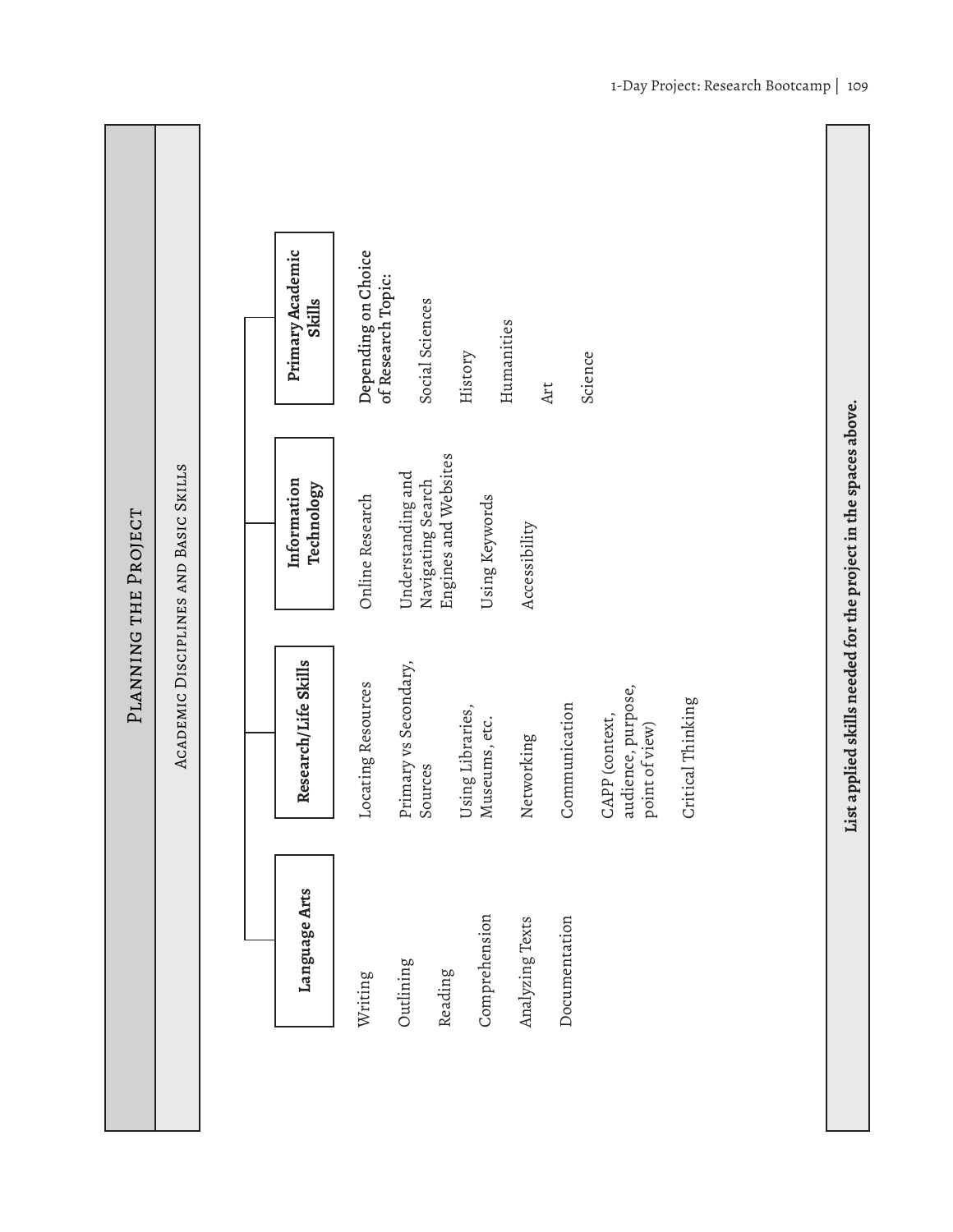# Planning the Project

## Academic Disciplines and Basic Skills

| Language Arts | Research/Life Skills | Information Technology | Primary Academic Skills |
|---|---|---|---|
| Writing | Locating Resources | Online Research | Depending on Choice of Research Topic: |
| Outlining | Primary vs Secondary, Sources | Understanding and Navigating Search Engines and Websites | Social Sciences |
| Reading | Using Libraries, Museums, etc. | Using Keywords | History |
| Comprehension | Networking | Accessibility | Humanities |
| Analyzing Texts | Communication | | Art |
| Documentation | CAPP (context, audience, purpose, point of view) | | Science |
| | Critical Thinking | | |

**List applied skills needed for the project in the spaces above.**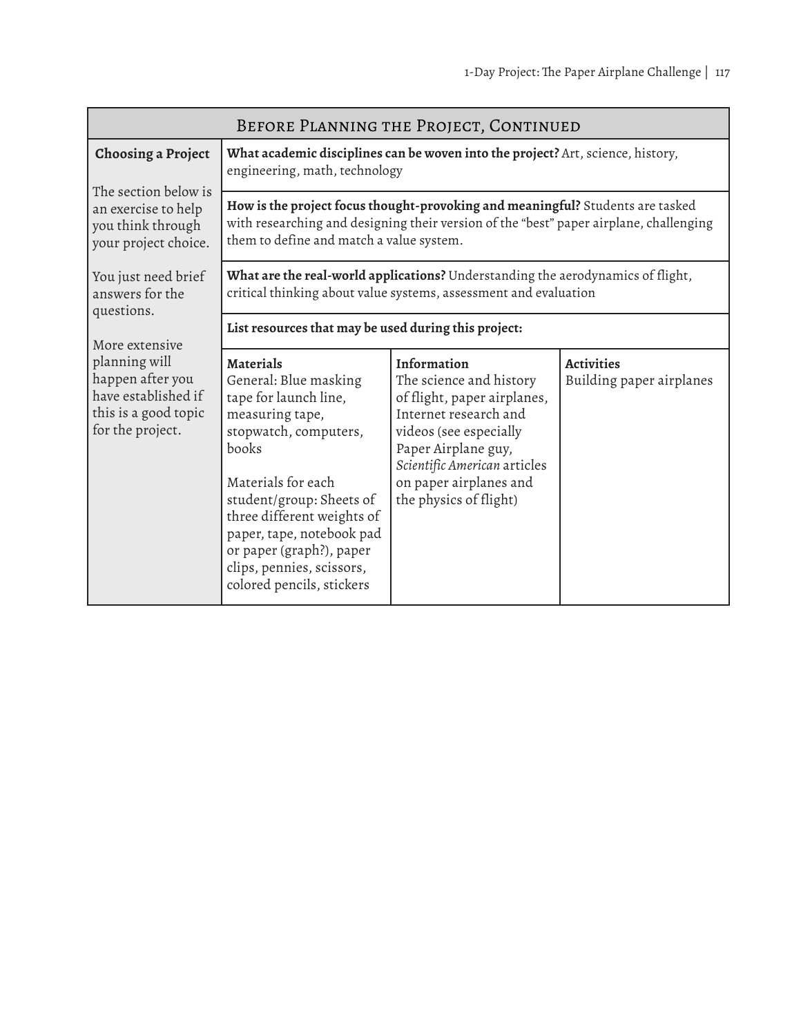## Before Planning the Project, Continued

| Choosing a Project | | | |
|---|---|---|---|
| The section below is an exercise to help you think through your project choice. You just need brief answers for the questions. More extensive planning will happen after you have established if this is a good topic for the project. | **What academic disciplines can be woven into the project?** Art, science, history, engineering, math, technology | | |
| | **How is the project focus thought-provoking and meaningful?** Students are tasked with researching and designing their version of the "best" paper airplane, challenging them to define and match a value system. | | |
| | **What are the real-world applications?** Understanding the aerodynamics of flight, critical thinking about value systems, assessment and evaluation | | |
| | **List resources that may be used during this project:** | | |
| | **Materials**<br>General: Blue masking tape for launch line, measuring tape, stopwatch, computers, books<br><br>Materials for each student/group: Sheets of three different weights of paper, tape, notebook pad or paper (graph?), paper clips, pennies, scissors, colored pencils, stickers | **Information**<br>The science and history of flight, paper airplanes, Internet research and videos (see especially Paper Airplane guy, *Scientific American* articles on paper airplanes and the physics of flight) | **Activities**<br>Building paper airplanes |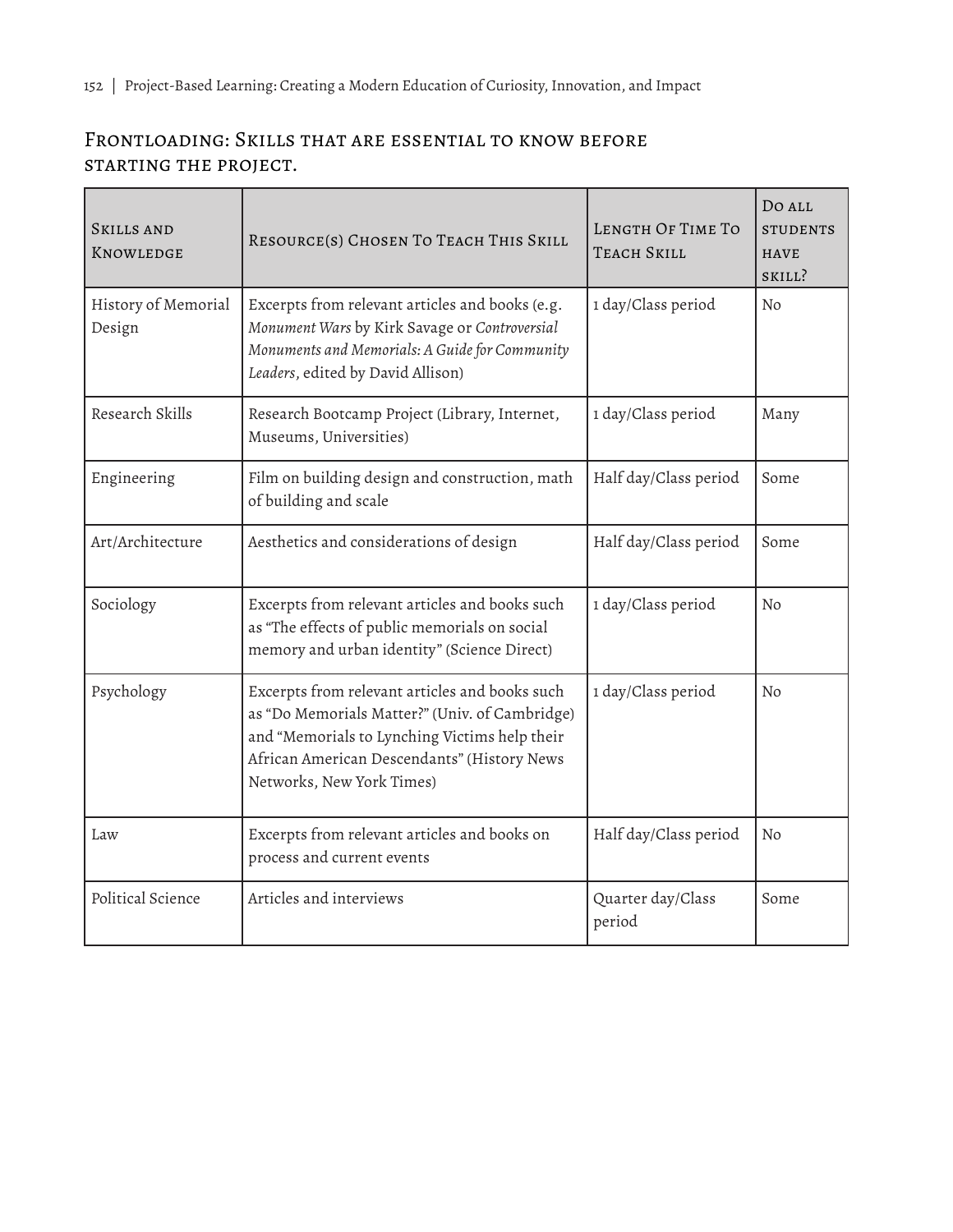## Frontloading: Skills that are essential to know before starting the project.

| Skills and Knowledge | Resource(s) Chosen To Teach This Skill | Length Of Time To Teach Skill | Do all students have skill? |
|---|---|---|---|
| History of Memorial Design | Excerpts from relevant articles and books (e.g. *Monument Wars* by Kirk Savage or *Controversial Monuments and Memorials: A Guide for Community Leaders*, edited by David Allison) | 1 day/Class period | No |
| Research Skills | Research Bootcamp Project (Library, Internet, Museums, Universities) | 1 day/Class period | Many |
| Engineering | Film on building design and construction, math of building and scale | Half day/Class period | Some |
| Art/Architecture | Aesthetics and considerations of design | Half day/Class period | Some |
| Sociology | Excerpts from relevant articles and books such as "The effects of public memorials on social memory and urban identity" (Science Direct) | 1 day/Class period | No |
| Psychology | Excerpts from relevant articles and books such as "Do Memorials Matter?" (Univ. of Cambridge) and "Memorials to Lynching Victims help their African American Descendants" (History News Networks, New York Times) | 1 day/Class period | No |
| Law | Excerpts from relevant articles and books on process and current events | Half day/Class period | No |
| Political Science | Articles and interviews | Quarter day/Class period | Some |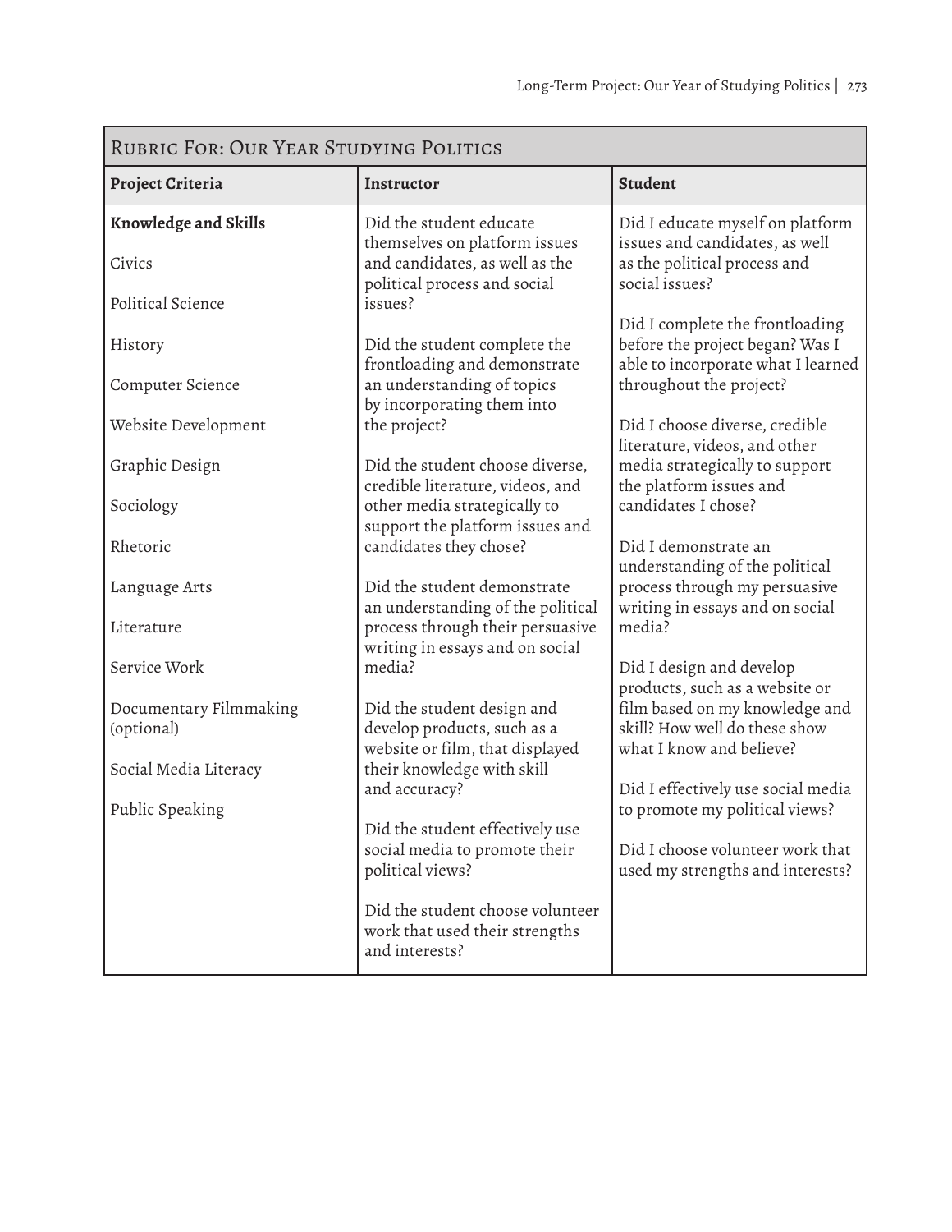| Rubric For: Our Year Studying Politics | | |
|---|---|---|
| **Project Criteria** | **Instructor** | **Student** |
| **Knowledge and Skills**<br><br>Civics<br><br>Political Science<br><br>History<br><br>Computer Science<br><br>Website Development<br><br>Graphic Design<br><br>Sociology<br><br>Rhetoric<br><br>Language Arts<br><br>Literature<br><br>Service Work<br><br>Documentary Filmmaking (optional)<br><br>Social Media Literacy<br><br>Public Speaking | Did the student educate themselves on platform issues and candidates, as well as the political process and social issues?<br><br>Did the student complete the frontloading and demonstrate an understanding of topics by incorporating them into the project?<br><br>Did the student choose diverse, credible literature, videos, and other media strategically to support the platform issues and candidates they chose?<br><br>Did the student demonstrate an understanding of the political process through their persuasive writing in essays and on social media?<br><br>Did the student design and develop products, such as a website or film, that displayed their knowledge with skill and accuracy?<br><br>Did the student effectively use social media to promote their political views?<br><br>Did the student choose volunteer work that used their strengths and interests? | Did I educate myself on platform issues and candidates, as well as the political process and social issues?<br><br>Did I complete the frontloading before the project began? Was I able to incorporate what I learned throughout the project?<br><br>Did I choose diverse, credible literature, videos, and other media strategically to support the platform issues and candidates I chose?<br><br>Did I demonstrate an understanding of the political process through my persuasive writing in essays and on social media?<br><br>Did I design and develop products, such as a website or film based on my knowledge and skill? How well do these show what I know and believe?<br><br>Did I effectively use social media to promote my political views?<br><br>Did I choose volunteer work that used my strengths and interests? |